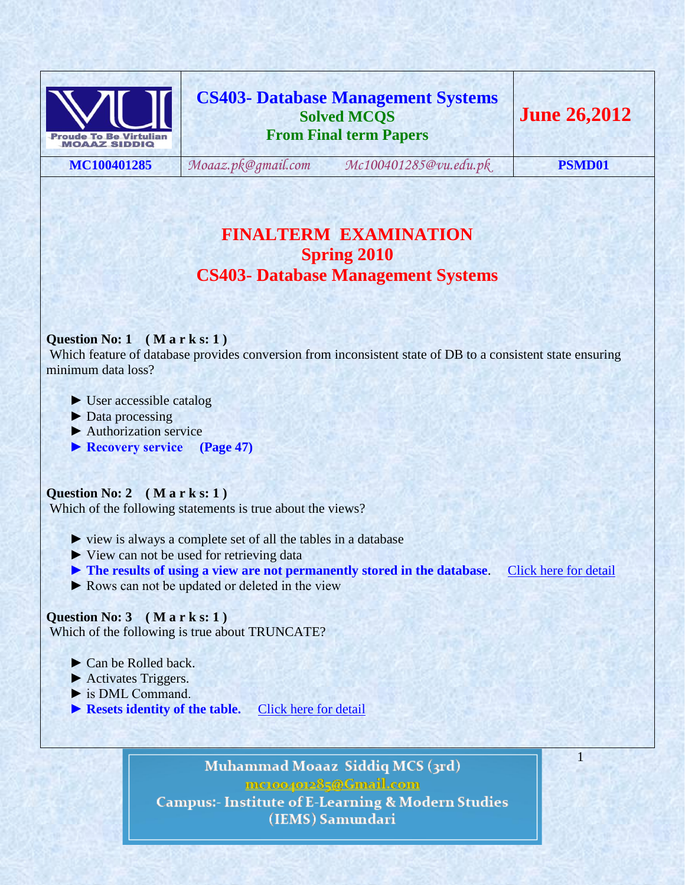| | CS403- Database Management Systems<br>Solved MCQS<br>From Final term Papers | June 26,2012 |
|---|---|---|
| MC100401285 | Moaaz.pk@gmail.com  Mc100401285@vu.edu.pk | PSMD01 |

# FINALTERM EXAMINATION
## Spring 2010
## CS403- Database Management Systems

**Question No: 1 ( M a r k s: 1 )**
Which feature of database provides conversion from inconsistent state of DB to a consistent state ensuring minimum data loss?

► User accessible catalog
► Data processing
► Authorization service
► **Recovery service (Page 47)**

**Question No: 2 ( M a r k s: 1 )**
Which of the following statements is true about the views?

► view is always a complete set of all the tables in a database
► View can not be used for retrieving data
► **The results of using a view are not permanently stored in the database**. Click here for detail
► Rows can not be updated or deleted in the view

**Question No: 3 ( M a r k s: 1 )**
Which of the following is true about TRUNCATE?

► Can be Rolled back.
► Activates Triggers.
► is DML Command.
► **Resets identity of the table.** Click here for detail

Muhammad Moaaz Siddiq MCS (3rd)
mc100401285@Gmail.com
Campus:- Institute of E-Learning & Modern Studies (IEMS) Samundari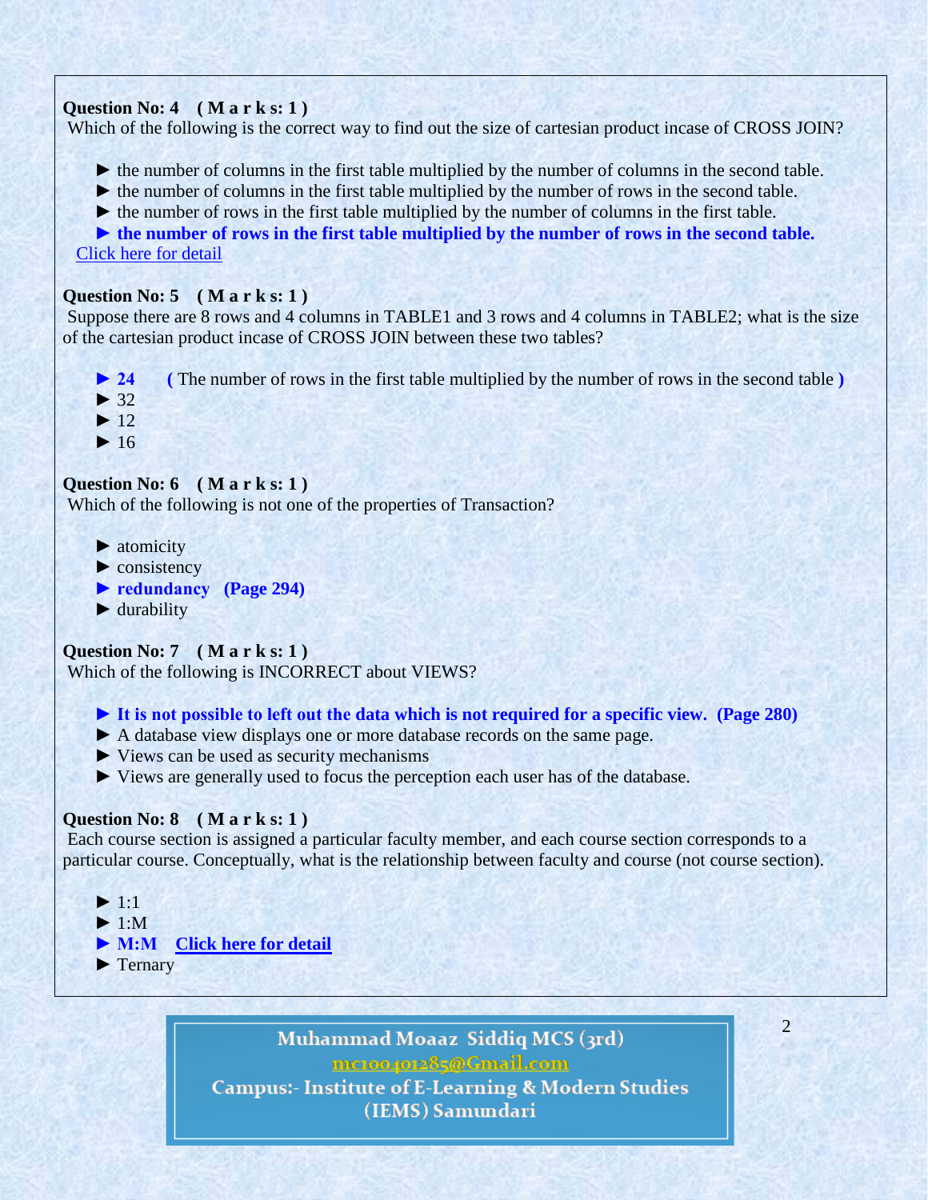**Question No: 4 ( M a r k s: 1 )**
Which of the following is the correct way to find out the size of cartesian product incase of CROSS JOIN?

► the number of columns in the first table multiplied by the number of columns in the second table.
► the number of columns in the first table multiplied by the number of rows in the second table.
► the number of rows in the first table multiplied by the number of columns in the first table.
► **the number of rows in the first table multiplied by the number of rows in the second table.**
Click here for detail

**Question No: 5 ( M a r k s: 1 )**
Suppose there are 8 rows and 4 columns in TABLE1 and 3 rows and 4 columns in TABLE2; what is the size of the cartesian product incase of CROSS JOIN between these two tables?

► **24** **(** The number of rows in the first table multiplied by the number of rows in the second table **)**
► 32
► 12
► 16

**Question No: 6 ( M a r k s: 1 )**
Which of the following is not one of the properties of Transaction?

► atomicity
► consistency
► **redundancy (Page 294)**
► durability

**Question No: 7 ( M a r k s: 1 )**
Which of the following is INCORRECT about VIEWS?

► **It is not possible to left out the data which is not required for a specific view. (Page 280)**
► A database view displays one or more database records on the same page.
► Views can be used as security mechanisms
► Views are generally used to focus the perception each user has of the database.

**Question No: 8 ( M a r k s: 1 )**
Each course section is assigned a particular faculty member, and each course section corresponds to a particular course. Conceptually, what is the relationship between faculty and course (not course section).

► 1:1
► 1:M
► **M:M** **Click here for detail**
► Ternary

Muhammad Moaaz Siddiq MCS (3rd)
mc100401285@Gmail.com
Campus:- Institute of E-Learning & Modern Studies (IEMS) Samundari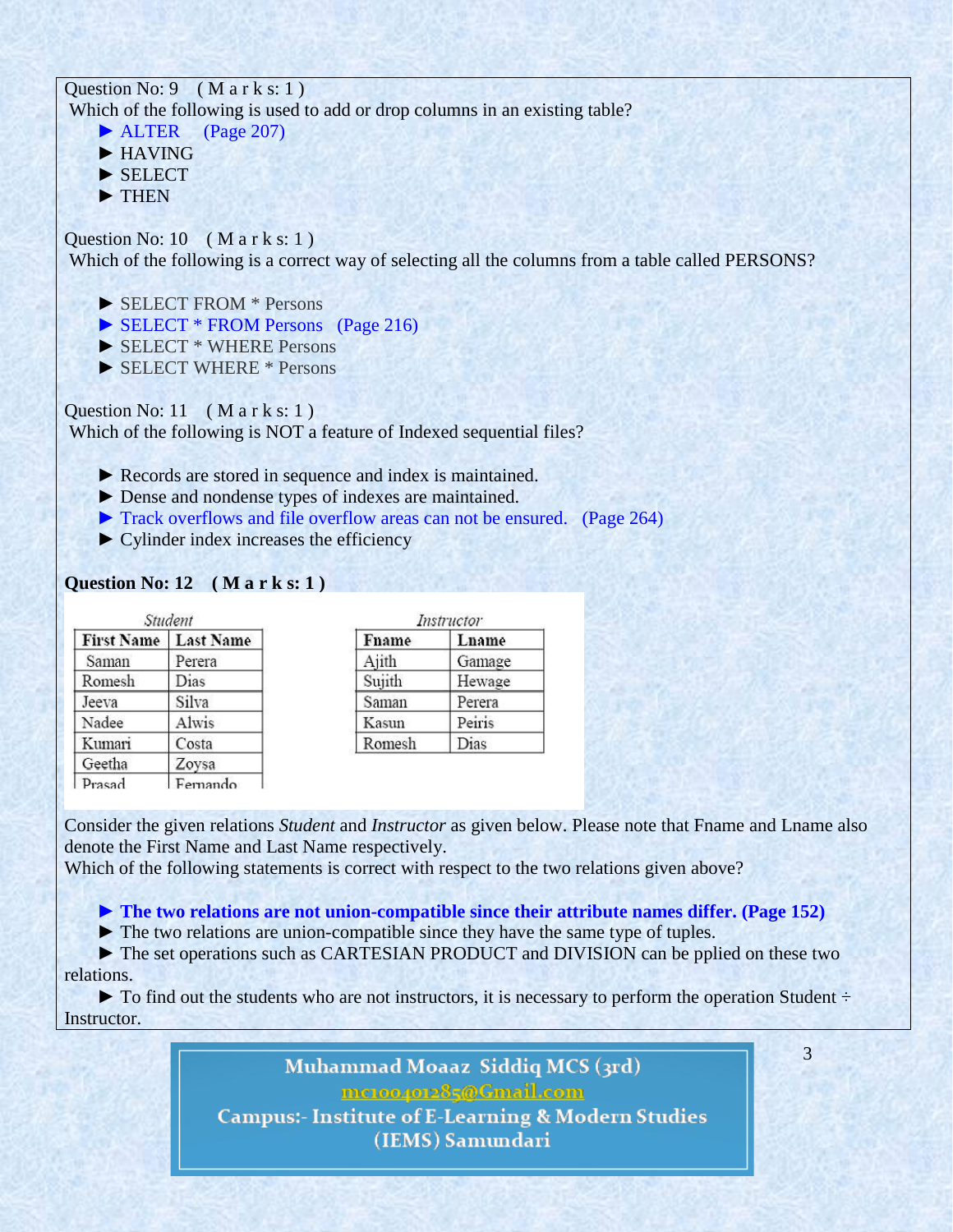Question No: 9 ( M a r k s: 1 )
Which of the following is used to add or drop columns in an existing table?

► ALTER (Page 207)
► HAVING
► SELECT
► THEN

Question No: 10 ( M a r k s: 1 )
Which of the following is a correct way of selecting all the columns from a table called PERSONS?

► SELECT FROM * Persons
► SELECT * FROM Persons (Page 216)
► SELECT * WHERE Persons
► SELECT WHERE * Persons

Question No: 11 ( M a r k s: 1 )
Which of the following is NOT a feature of Indexed sequential files?

► Records are stored in sequence and index is maintained.
► Dense and nondense types of indexes are maintained.
► Track overflows and file overflow areas can not be ensured. (Page 264)
► Cylinder index increases the efficiency

**Question No: 12 ( M a r k s: 1 )**

*Student*

| First Name | Last Name |
|---|---|
| Saman | Perera |
| Romesh | Dias |
| Jeeva | Silva |
| Nadee | Alwis |
| Kumari | Costa |
| Geetha | Zoysa |
| Prasad | Fernando |

*Instructor*

| Fname | Lname |
|---|---|
| Ajith | Gamage |
| Sujith | Hewage |
| Saman | Perera |
| Kasun | Peiris |
| Romesh | Dias |

Consider the given relations *Student* and *Instructor* as given below. Please note that Fname and Lname also denote the First Name and Last Name respectively.
Which of the following statements is correct with respect to the two relations given above?

► **The two relations are not union-compatible since their attribute names differ. (Page 152)**
► The two relations are union-compatible since they have the same type of tuples.
► The set operations such as CARTESIAN PRODUCT and DIVISION can be pplied on these two relations.
► To find out the students who are not instructors, it is necessary to perform the operation Student ÷ Instructor.

**Muhammad Moaaz Siddiq MCS (3rd)**
mc100401285@Gmail.com
**Campus:- Institute of E-Learning & Modern Studies (IEMS) Samundari**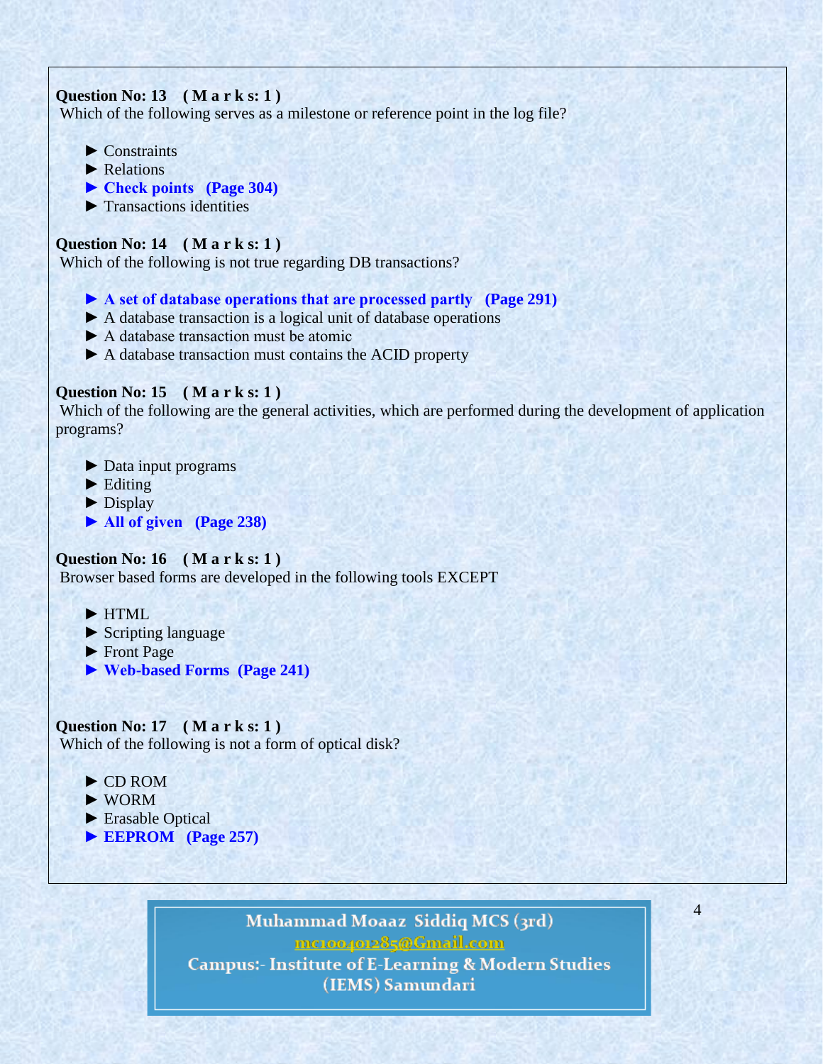**Question No: 13 ( M a r k s: 1 )**
Which of the following serves as a milestone or reference point in the log file?

- ► Constraints
- ► Relations
- ► **Check points (Page 304)**
- ► Transactions identities

**Question No: 14 ( M a r k s: 1 )**
Which of the following is not true regarding DB transactions?

- ► **A set of database operations that are processed partly (Page 291)**
- ► A database transaction is a logical unit of database operations
- ► A database transaction must be atomic
- ► A database transaction must contains the ACID property

**Question No: 15 ( M a r k s: 1 )**
Which of the following are the general activities, which are performed during the development of application programs?

- ► Data input programs
- ► Editing
- ► Display
- ► **All of given (Page 238)**

**Question No: 16 ( M a r k s: 1 )**
Browser based forms are developed in the following tools EXCEPT

- ► HTML
- ► Scripting language
- ► Front Page
- ► **Web-based Forms (Page 241)**

**Question No: 17 ( M a r k s: 1 )**
Which of the following is not a form of optical disk?

- ► CD ROM
- ► WORM
- ► Erasable Optical
- ► **EEPROM (Page 257)**

Muhammad Moaaz Siddiq MCS (3rd)
mc100401285@Gmail.com
Campus:- Institute of E-Learning & Modern Studies (IEMS) Samundari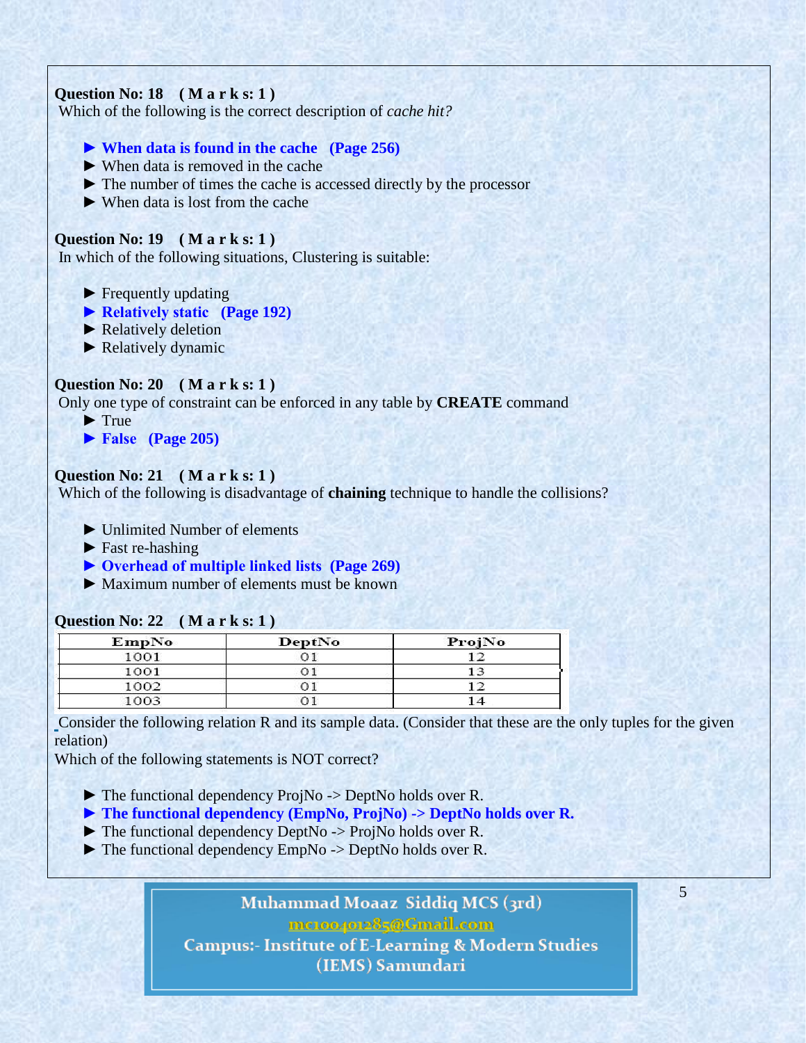**Question No: 18 ( M a r k s: 1 )**

Which of the following is the correct description of *cache hit?*

- ► **When data is found in the cache (Page 256)**
- ► When data is removed in the cache
- ► The number of times the cache is accessed directly by the processor
- ► When data is lost from the cache

**Question No: 19 ( M a r k s: 1 )**

In which of the following situations, Clustering is suitable:

- ► Frequently updating
- ► **Relatively static (Page 192)**
- ► Relatively deletion
- ► Relatively dynamic

**Question No: 20 ( M a r k s: 1 )**

Only one type of constraint can be enforced in any table by **CREATE** command

- ► True
- ► **False (Page 205)**

**Question No: 21 ( M a r k s: 1 )**

Which of the following is disadvantage of **chaining** technique to handle the collisions?

- ► Unlimited Number of elements
- ► Fast re-hashing
- ► **Overhead of multiple linked lists (Page 269)**
- ► Maximum number of elements must be known

**Question No: 22 ( M a r k s: 1 )**

| EmpNo | DeptNo | ProjNo |
|---|---|---|
| 1001 | 01 | 12 |
| 1001 | 01 | 13 |
| 1002 | 01 | 12 |
| 1003 | 01 | 14 |

Consider the following relation R and its sample data. (Consider that these are the only tuples for the given relation)

Which of the following statements is NOT correct?

- ► The functional dependency ProjNo -> DeptNo holds over R.
- ► **The functional dependency (EmpNo, ProjNo) -> DeptNo holds over R.**
- ► The functional dependency DeptNo -> ProjNo holds over R.
- ► The functional dependency EmpNo -> DeptNo holds over R.

Muhammad Moaaz Siddiq MCS (3rd)
mc100401285@Gmail.com
Campus:- Institute of E-Learning & Modern Studies
(IEMS) Samundari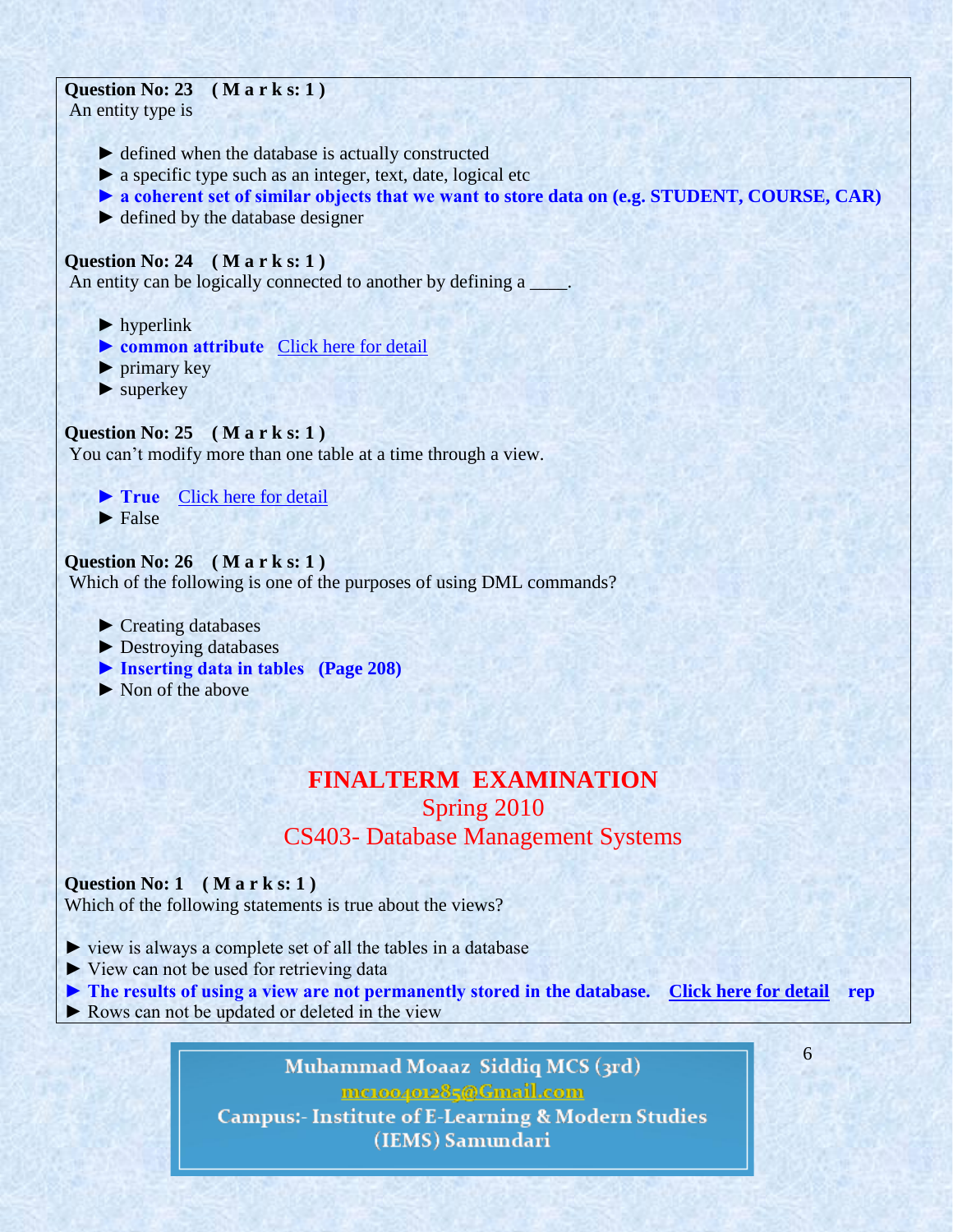**Question No: 23 ( M a r k s: 1 )**
An entity type is

► defined when the database is actually constructed
► a specific type such as an integer, text, date, logical etc
► **a coherent set of similar objects that we want to store data on (e.g. STUDENT, COURSE, CAR)**
► defined by the database designer

**Question No: 24 ( M a r k s: 1 )**
An entity can be logically connected to another by defining a ____.

► hyperlink
► **common attribute** Click here for detail
► primary key
► superkey

**Question No: 25 ( M a r k s: 1 )**
You can't modify more than one table at a time through a view.

► **True** Click here for detail
► False

**Question No: 26 ( M a r k s: 1 )**
Which of the following is one of the purposes of using DML commands?

► Creating databases
► Destroying databases
► **Inserting data in tables (Page 208)**
► Non of the above

# FINALTERM EXAMINATION

## Spring 2010

## CS403- Database Management Systems

**Question No: 1 ( M a r k s: 1 )**
Which of the following statements is true about the views?

► view is always a complete set of all the tables in a database
► View can not be used for retrieving data
► **The results of using a view are not permanently stored in the database.** **Click here for detail** **rep**
► Rows can not be updated or deleted in the view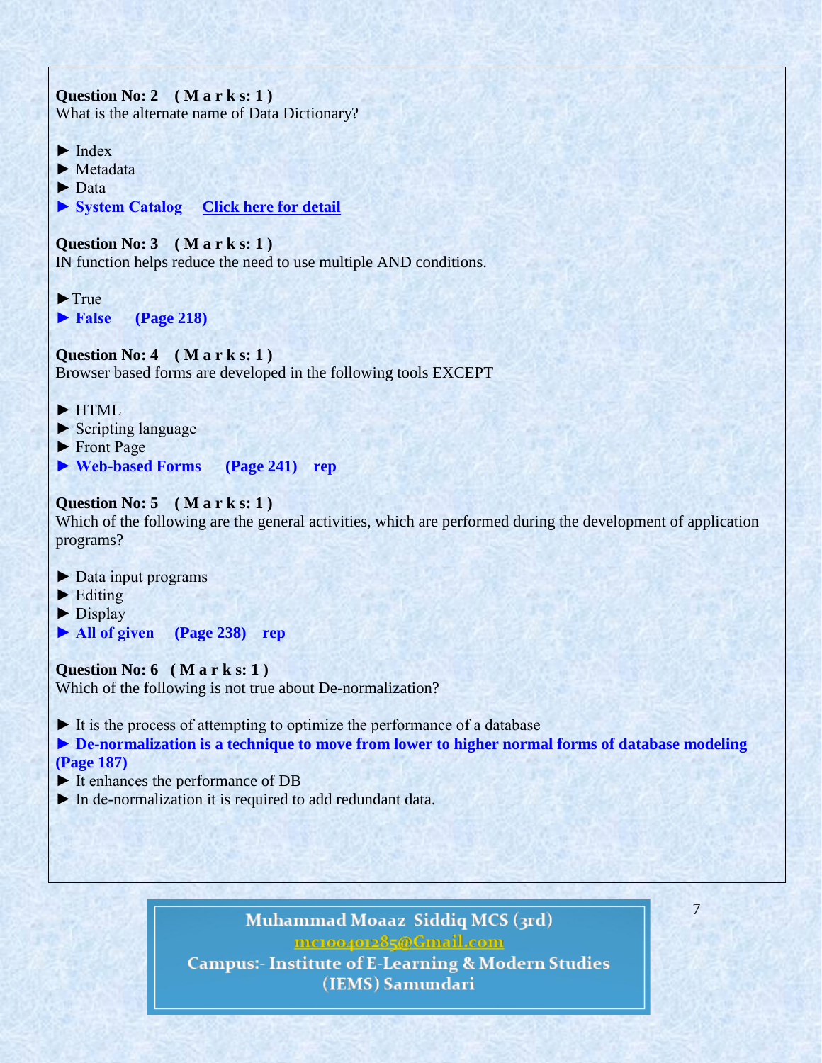**Question No: 2 ( M a r k s: 1 )**
What is the alternate name of Data Dictionary?

► Index
► Metadata
► Data
► **System Catalog** **Click here for detail**

**Question No: 3 ( M a r k s: 1 )**
IN function helps reduce the need to use multiple AND conditions.

►True
► **False** **(Page 218)**

**Question No: 4 ( M a r k s: 1 )**
Browser based forms are developed in the following tools EXCEPT

► HTML
► Scripting language
► Front Page
► **Web-based Forms** **(Page 241) rep**

**Question No: 5 ( M a r k s: 1 )**
Which of the following are the general activities, which are performed during the development of application programs?

► Data input programs
► Editing
► Display
► **All of given** **(Page 238) rep**

**Question No: 6 ( M a r k s: 1 )**
Which of the following is not true about De-normalization?

► It is the process of attempting to optimize the performance of a database
► **De-normalization is a technique to move from lower to higher normal forms of database modeling (Page 187)**
► It enhances the performance of DB
► In de-normalization it is required to add redundant data.

Muhammad Moaaz Siddiq MCS (3rd)
mc100401285@Gmail.com
Campus:- Institute of E-Learning & Modern Studies (IEMS) Samundari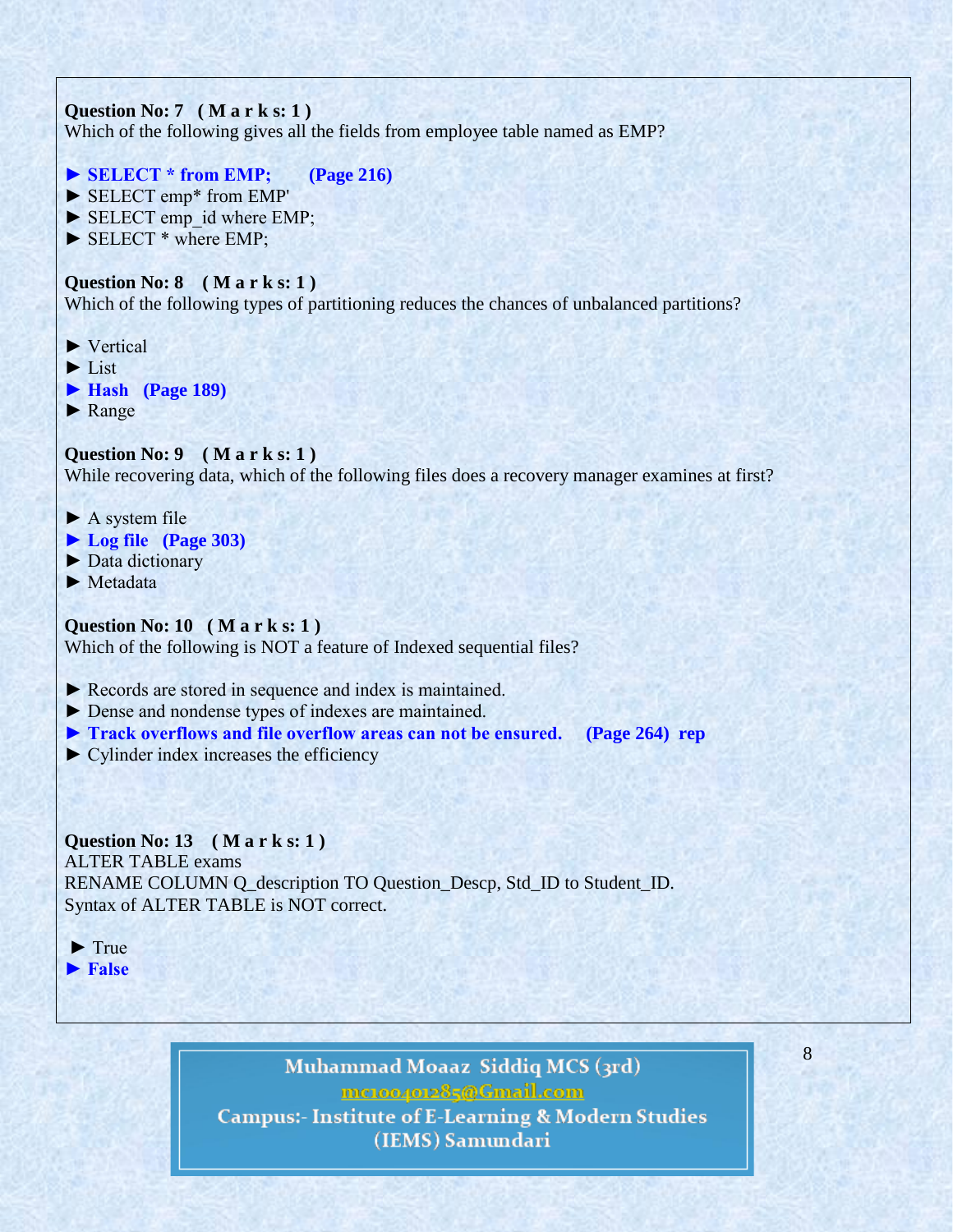**Question No: 7 ( M a r k s: 1 )**
Which of the following gives all the fields from employee table named as EMP?

► **SELECT * from EMP; (Page 216)**
► SELECT emp* from EMP'
► SELECT emp_id where EMP;
► SELECT * where EMP;

**Question No: 8 ( M a r k s: 1 )**
Which of the following types of partitioning reduces the chances of unbalanced partitions?

► Vertical
► List
► **Hash (Page 189)**
► Range

**Question No: 9 ( M a r k s: 1 )**
While recovering data, which of the following files does a recovery manager examines at first?

► A system file
► **Log file (Page 303)**
► Data dictionary
► Metadata

**Question No: 10 ( M a r k s: 1 )**
Which of the following is NOT a feature of Indexed sequential files?

► Records are stored in sequence and index is maintained.
► Dense and nondense types of indexes are maintained.
► **Track overflows and file overflow areas can not be ensured. (Page 264) rep**
► Cylinder index increases the efficiency

**Question No: 13 ( M a r k s: 1 )**
ALTER TABLE exams
RENAME COLUMN Q_description TO Question_Descp, Std_ID to Student_ID.
Syntax of ALTER TABLE is NOT correct.

► True
► **False**

Muhammad Moaaz Siddiq MCS (3rd)
mc100401285@Gmail.com
Campus:- Institute of E-Learning & Modern Studies
(IEMS) Samundari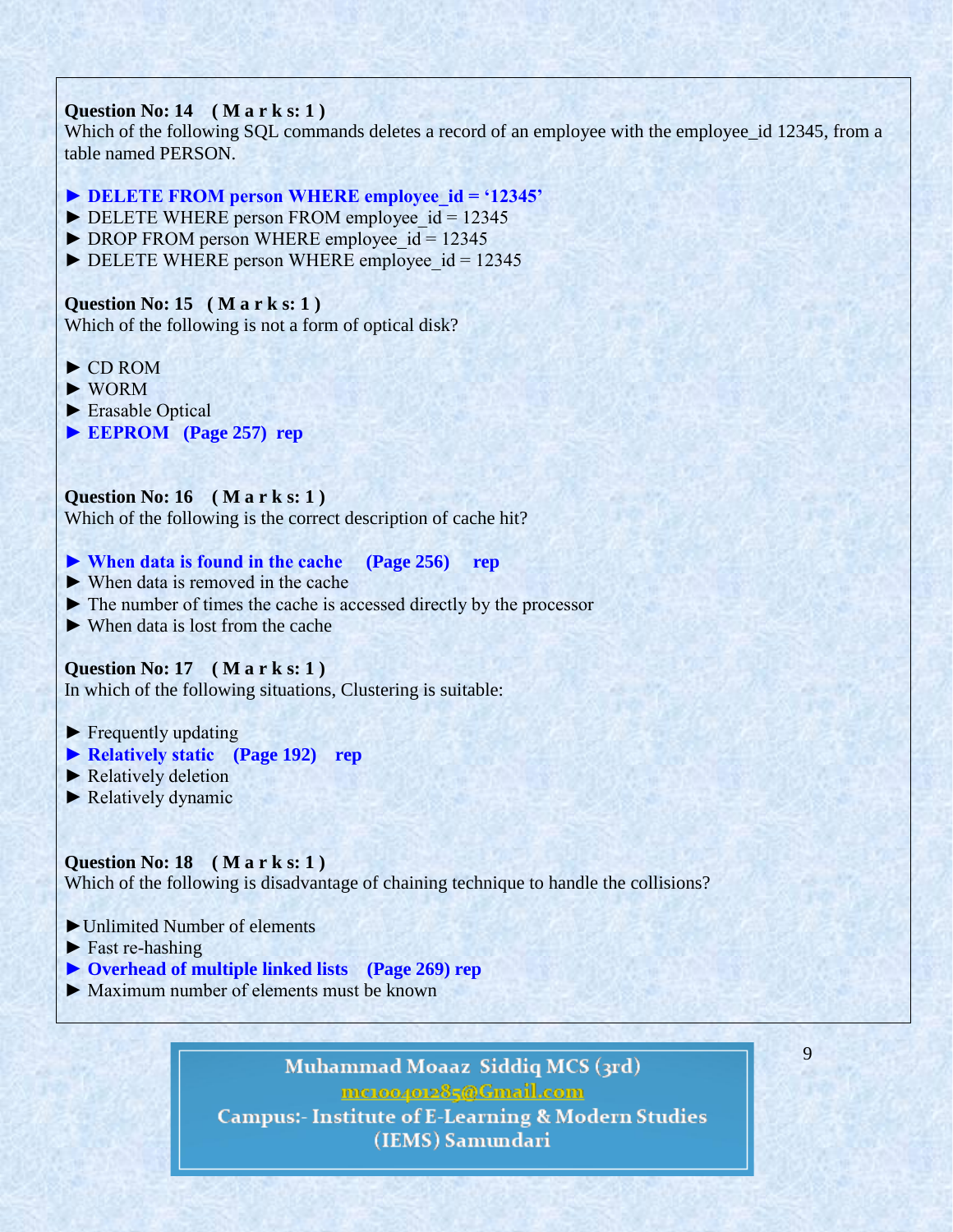**Question No: 14 ( M a r k s: 1 )**
Which of the following SQL commands deletes a record of an employee with the employee_id 12345, from a table named PERSON.

► **DELETE FROM person WHERE employee_id = '12345'**
► DELETE WHERE person FROM employee_id = 12345
► DROP FROM person WHERE employee_id = 12345
► DELETE WHERE person WHERE employee_id = 12345

**Question No: 15 ( M a r k s: 1 )**
Which of the following is not a form of optical disk?

► CD ROM
► WORM
► Erasable Optical
► **EEPROM (Page 257) rep**

**Question No: 16 ( M a r k s: 1 )**
Which of the following is the correct description of cache hit?

► **When data is found in the cache (Page 256) rep**
► When data is removed in the cache
► The number of times the cache is accessed directly by the processor
► When data is lost from the cache

**Question No: 17 ( M a r k s: 1 )**
In which of the following situations, Clustering is suitable:

► Frequently updating
► **Relatively static (Page 192) rep**
► Relatively deletion
► Relatively dynamic

**Question No: 18 ( M a r k s: 1 )**
Which of the following is disadvantage of chaining technique to handle the collisions?

► Unlimited Number of elements
► Fast re-hashing
► **Overhead of multiple linked lists (Page 269) rep**
► Maximum number of elements must be known

Muhammad Moaaz Siddiq MCS (3rd)
mc100401285@Gmail.com
Campus:- Institute of E-Learning & Modern Studies (IEMS) Samundari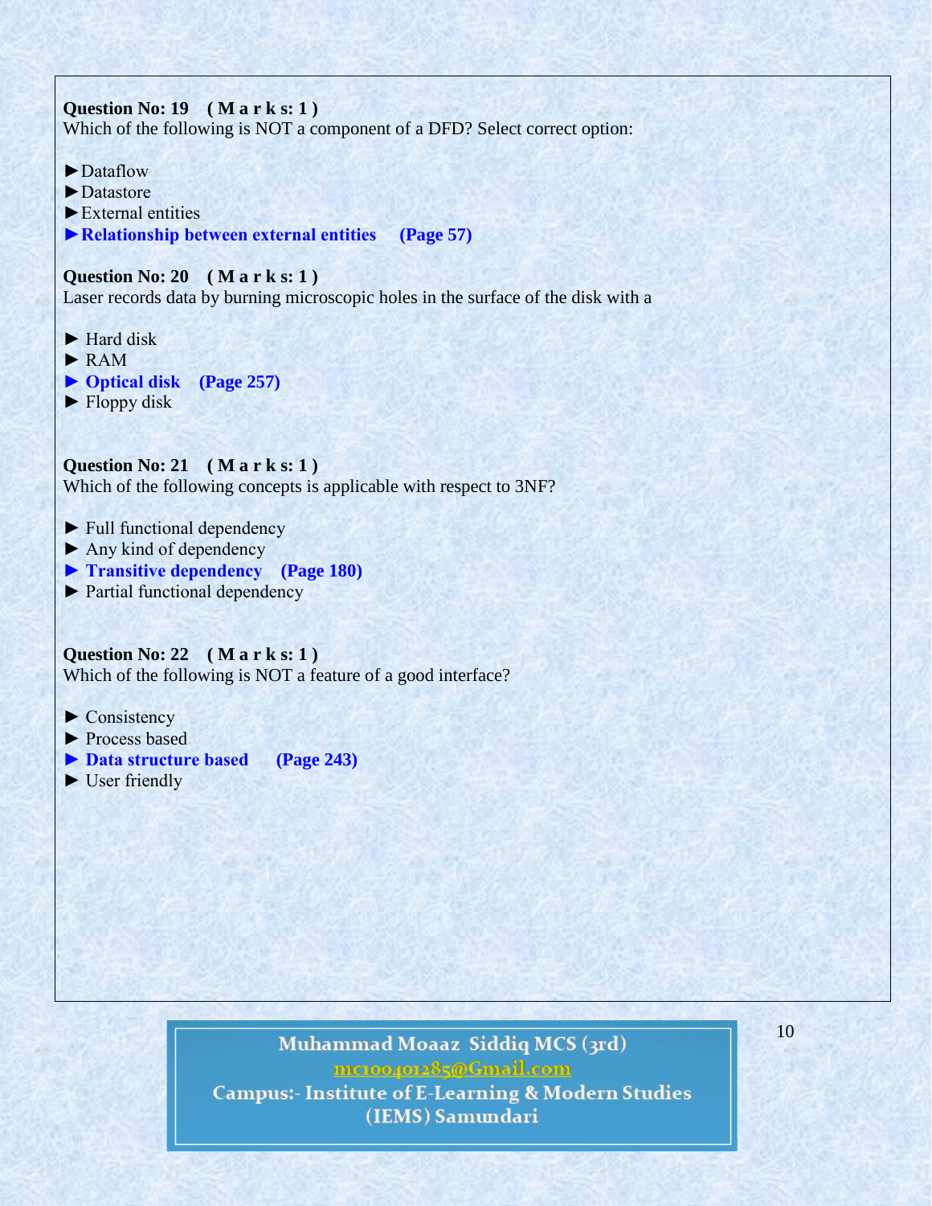**Question No: 19 ( M a r k s: 1 )**
Which of the following is NOT a component of a DFD? Select correct option:

► Dataflow
► Datastore
► External entities
► **Relationship between external entities (Page 57)**

**Question No: 20 ( M a r k s: 1 )**
Laser records data by burning microscopic holes in the surface of the disk with a

► Hard disk
► RAM
► **Optical disk (Page 257)**
► Floppy disk

**Question No: 21 ( M a r k s: 1 )**
Which of the following concepts is applicable with respect to 3NF?

► Full functional dependency
► Any kind of dependency
► **Transitive dependency (Page 180)**
► Partial functional dependency

**Question No: 22 ( M a r k s: 1 )**
Which of the following is NOT a feature of a good interface?

► Consistency
► Process based
► **Data structure based (Page 243)**
► User friendly

Muhammad Moaaz Siddiq MCS (3rd)
mc100401285@Gmail.com
Campus:- Institute of E-Learning & Modern Studies (IEMS) Samundari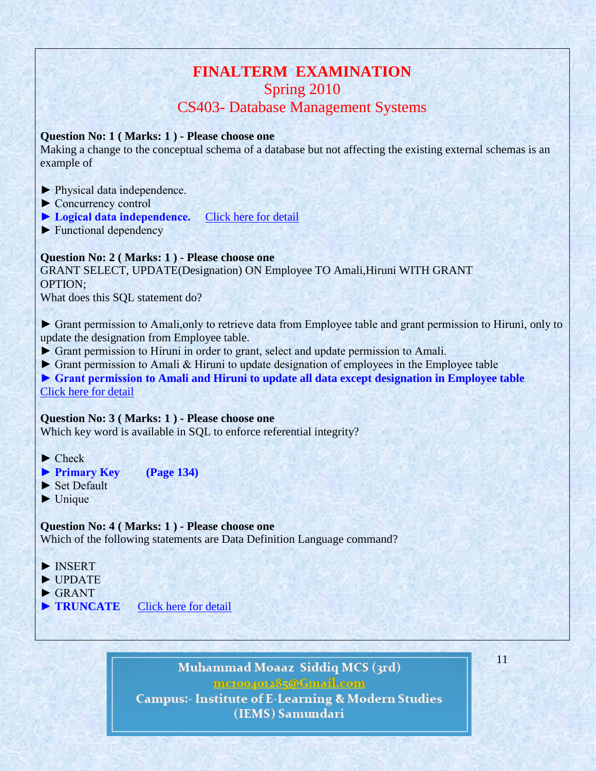# FINALTERM EXAMINATION
## Spring 2010
## CS403- Database Management Systems

**Question No: 1 ( Marks: 1 ) - Please choose one**
Making a change to the conceptual schema of a database but not affecting the existing external schemas is an example of

► Physical data independence.
► Concurrency control
**► Logical data independence.** Click here for detail
► Functional dependency

**Question No: 2 ( Marks: 1 ) - Please choose one**
GRANT SELECT, UPDATE(Designation) ON Employee TO Amali,Hiruni WITH GRANT OPTION;
What does this SQL statement do?

► Grant permission to Amali,only to retrieve data from Employee table and grant permission to Hiruni, only to update the designation from Employee table.
► Grant permission to Hiruni in order to grant, select and update permission to Amali.
► Grant permission to Amali & Hiruni to update designation of employees in the Employee table
**► Grant permission to Amali and Hiruni to update all data except designation in Employee table**
Click here for detail

**Question No: 3 ( Marks: 1 ) - Please choose one**
Which key word is available in SQL to enforce referential integrity?

► Check
**► Primary Key (Page 134)**
► Set Default
► Unique

**Question No: 4 ( Marks: 1 ) - Please choose one**
Which of the following statements are Data Definition Language command?

► INSERT
► UPDATE
► GRANT
**► TRUNCATE** Click here for detail

Muhammad Moaaz Siddiq MCS (3rd)
mc100401285@Gmail.com
Campus:- Institute of E-Learning & Modern Studies (IEMS) Samundari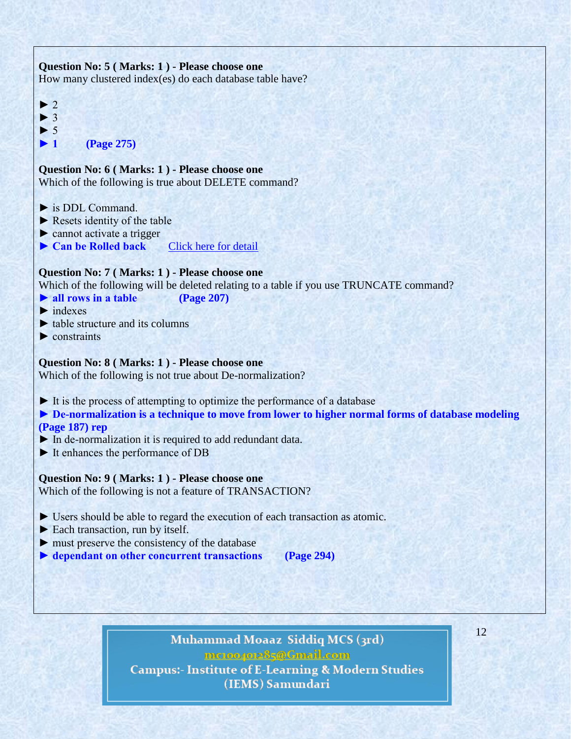**Question No: 5 ( Marks: 1 ) - Please choose one**
How many clustered index(es) do each database table have?

► 2
► 3
► 5
**► 1 (Page 275)**

**Question No: 6 ( Marks: 1 ) - Please choose one**
Which of the following is true about DELETE command?

► is DDL Command.
► Resets identity of the table
► cannot activate a trigger
**► Can be Rolled back** Click here for detail

**Question No: 7 ( Marks: 1 ) - Please choose one**
Which of the following will be deleted relating to a table if you use TRUNCATE command?
**► all rows in a table (Page 207)**
► indexes
► table structure and its columns
► constraints

**Question No: 8 ( Marks: 1 ) - Please choose one**
Which of the following is not true about De-normalization?

► It is the process of attempting to optimize the performance of a database
**► De-normalization is a technique to move from lower to higher normal forms of database modeling (Page 187) rep**
► In de-normalization it is required to add redundant data.
► It enhances the performance of DB

**Question No: 9 ( Marks: 1 ) - Please choose one**
Which of the following is not a feature of TRANSACTION?

► Users should be able to regard the execution of each transaction as atomic.
► Each transaction, run by itself.
► must preserve the consistency of the database
**► dependant on other concurrent transactions (Page 294)**

Muhammad Moaaz Siddiq MCS (3rd)
mc100401285@Gmail.com
Campus:- Institute of E-Learning & Modern Studies (IEMS) Samundari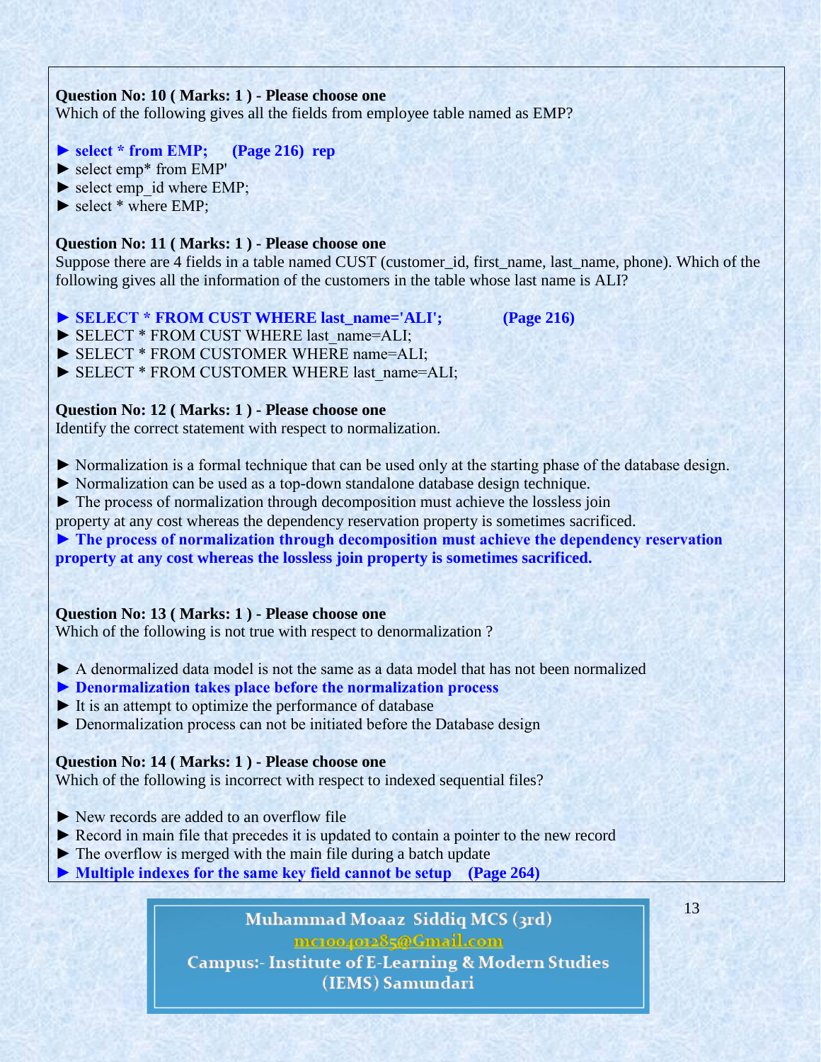**Question No: 10 ( Marks: 1 ) - Please choose one**
Which of the following gives all the fields from employee table named as EMP?

► **select * from EMP; (Page 216) rep**
► select emp* from EMP'
► select emp_id where EMP;
► select * where EMP;

**Question No: 11 ( Marks: 1 ) - Please choose one**
Suppose there are 4 fields in a table named CUST (customer_id, first_name, last_name, phone). Which of the following gives all the information of the customers in the table whose last name is ALI?

► **SELECT * FROM CUST WHERE last_name='ALI'; (Page 216)**
► SELECT * FROM CUST WHERE last_name=ALI;
► SELECT * FROM CUSTOMER WHERE name=ALI;
► SELECT * FROM CUSTOMER WHERE last_name=ALI;

**Question No: 12 ( Marks: 1 ) - Please choose one**
Identify the correct statement with respect to normalization.

► Normalization is a formal technique that can be used only at the starting phase of the database design.
► Normalization can be used as a top-down standalone database design technique.
► The process of normalization through decomposition must achieve the lossless join property at any cost whereas the dependency reservation property is sometimes sacrificed.
► **The process of normalization through decomposition must achieve the dependency reservation property at any cost whereas the lossless join property is sometimes sacrificed.**

**Question No: 13 ( Marks: 1 ) - Please choose one**
Which of the following is not true with respect to denormalization ?

► A denormalized data model is not the same as a data model that has not been normalized
► **Denormalization takes place before the normalization process**
► It is an attempt to optimize the performance of database
► Denormalization process can not be initiated before the Database design

**Question No: 14 ( Marks: 1 ) - Please choose one**
Which of the following is incorrect with respect to indexed sequential files?

► New records are added to an overflow file
► Record in main file that precedes it is updated to contain a pointer to the new record
► The overflow is merged with the main file during a batch update
► **Multiple indexes for the same key field cannot be setup (Page 264)**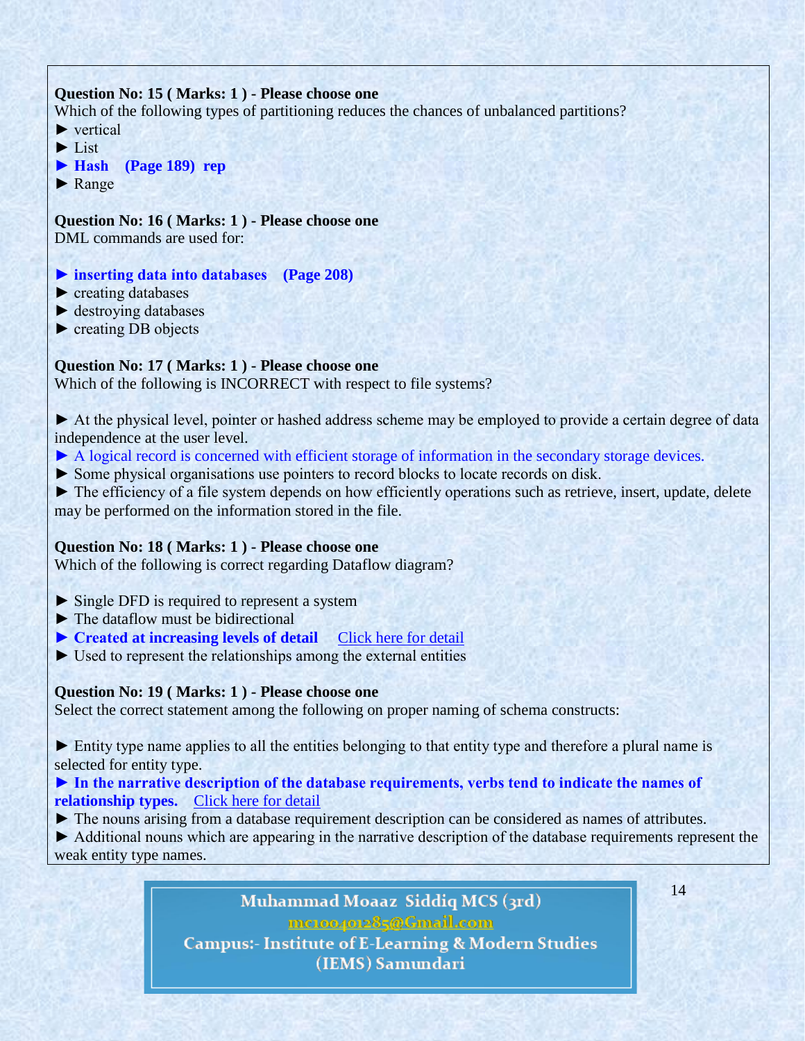**Question No: 15 ( Marks: 1 ) - Please choose one**
Which of the following types of partitioning reduces the chances of unbalanced partitions?

► vertical
► List
► **Hash (Page 189) rep**
► Range

**Question No: 16 ( Marks: 1 ) - Please choose one**
DML commands are used for:

► **inserting data into databases (Page 208)**
► creating databases
► destroying databases
► creating DB objects

**Question No: 17 ( Marks: 1 ) - Please choose one**
Which of the following is INCORRECT with respect to file systems?

► At the physical level, pointer or hashed address scheme may be employed to provide a certain degree of data independence at the user level.
► A logical record is concerned with efficient storage of information in the secondary storage devices.
► Some physical organisations use pointers to record blocks to locate records on disk.
► The efficiency of a file system depends on how efficiently operations such as retrieve, insert, update, delete may be performed on the information stored in the file.

**Question No: 18 ( Marks: 1 ) - Please choose one**
Which of the following is correct regarding Dataflow diagram?

► Single DFD is required to represent a system
► The dataflow must be bidirectional
► **Created at increasing levels of detail** Click here for detail
► Used to represent the relationships among the external entities

**Question No: 19 ( Marks: 1 ) - Please choose one**
Select the correct statement among the following on proper naming of schema constructs:

► Entity type name applies to all the entities belonging to that entity type and therefore a plural name is selected for entity type.
► **In the narrative description of the database requirements, verbs tend to indicate the names of relationship types.** Click here for detail
► The nouns arising from a database requirement description can be considered as names of attributes.
► Additional nouns which are appearing in the narrative description of the database requirements represent the weak entity type names.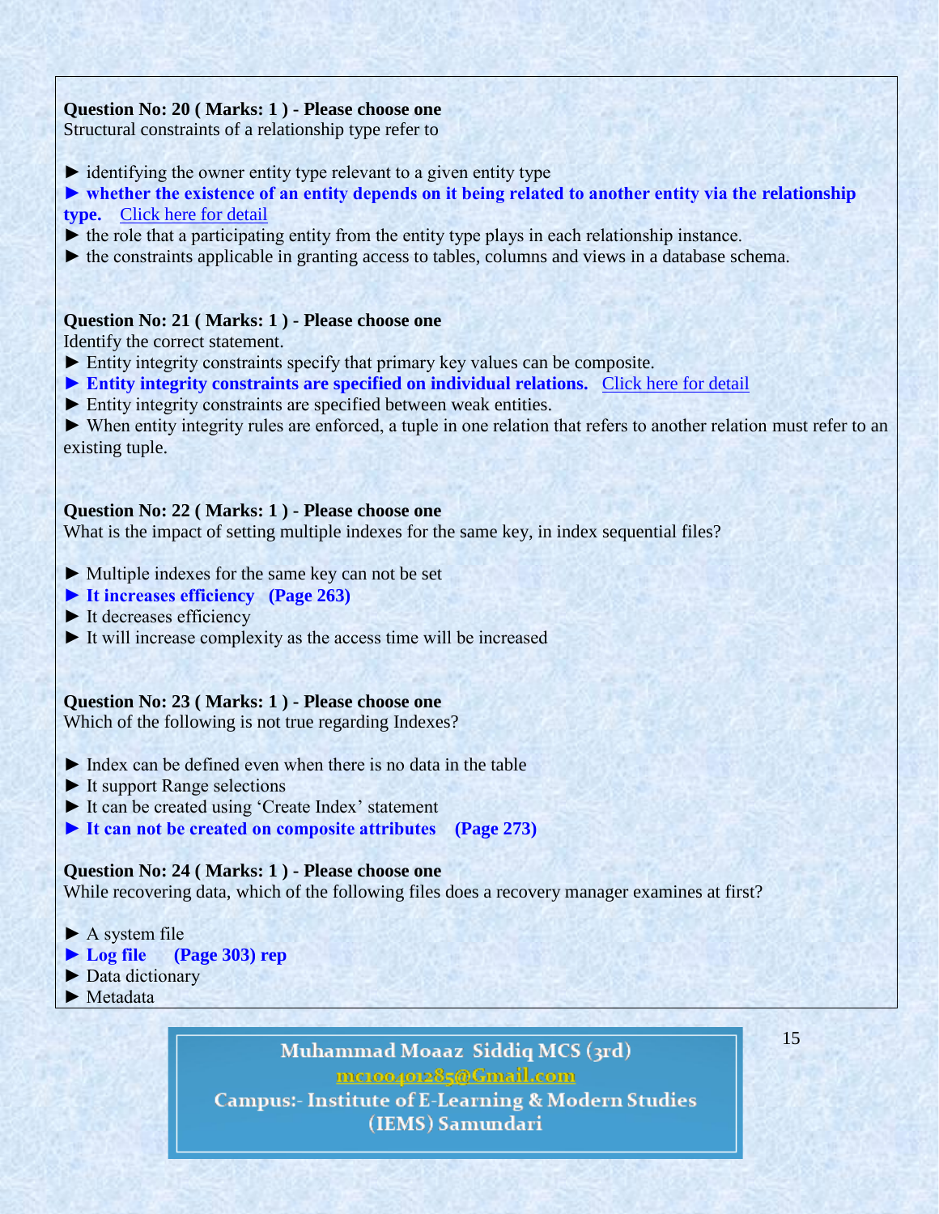**Question No: 20 ( Marks: 1 ) - Please choose one**
Structural constraints of a relationship type refer to

► identifying the owner entity type relevant to a given entity type
► **whether the existence of an entity depends on it being related to another entity via the relationship type.** Click here for detail
► the role that a participating entity from the entity type plays in each relationship instance.
► the constraints applicable in granting access to tables, columns and views in a database schema.

**Question No: 21 ( Marks: 1 ) - Please choose one**
Identify the correct statement.
► Entity integrity constraints specify that primary key values can be composite.
► **Entity integrity constraints are specified on individual relations.** Click here for detail
► Entity integrity constraints are specified between weak entities.
► When entity integrity rules are enforced, a tuple in one relation that refers to another relation must refer to an existing tuple.

**Question No: 22 ( Marks: 1 ) - Please choose one**
What is the impact of setting multiple indexes for the same key, in index sequential files?

► Multiple indexes for the same key can not be set
► **It increases efficiency (Page 263)**
► It decreases efficiency
► It will increase complexity as the access time will be increased

**Question No: 23 ( Marks: 1 ) - Please choose one**
Which of the following is not true regarding Indexes?

► Index can be defined even when there is no data in the table
► It support Range selections
► It can be created using 'Create Index' statement
► **It can not be created on composite attributes (Page 273)**

**Question No: 24 ( Marks: 1 ) - Please choose one**
While recovering data, which of the following files does a recovery manager examines at first?

► A system file
► **Log file (Page 303) rep**
► Data dictionary
► Metadata

Muhammad Moaaz Siddiq MCS (3rd)
mc100401285@Gmail.com
Campus:- Institute of E-Learning & Modern Studies (IEMS) Samundari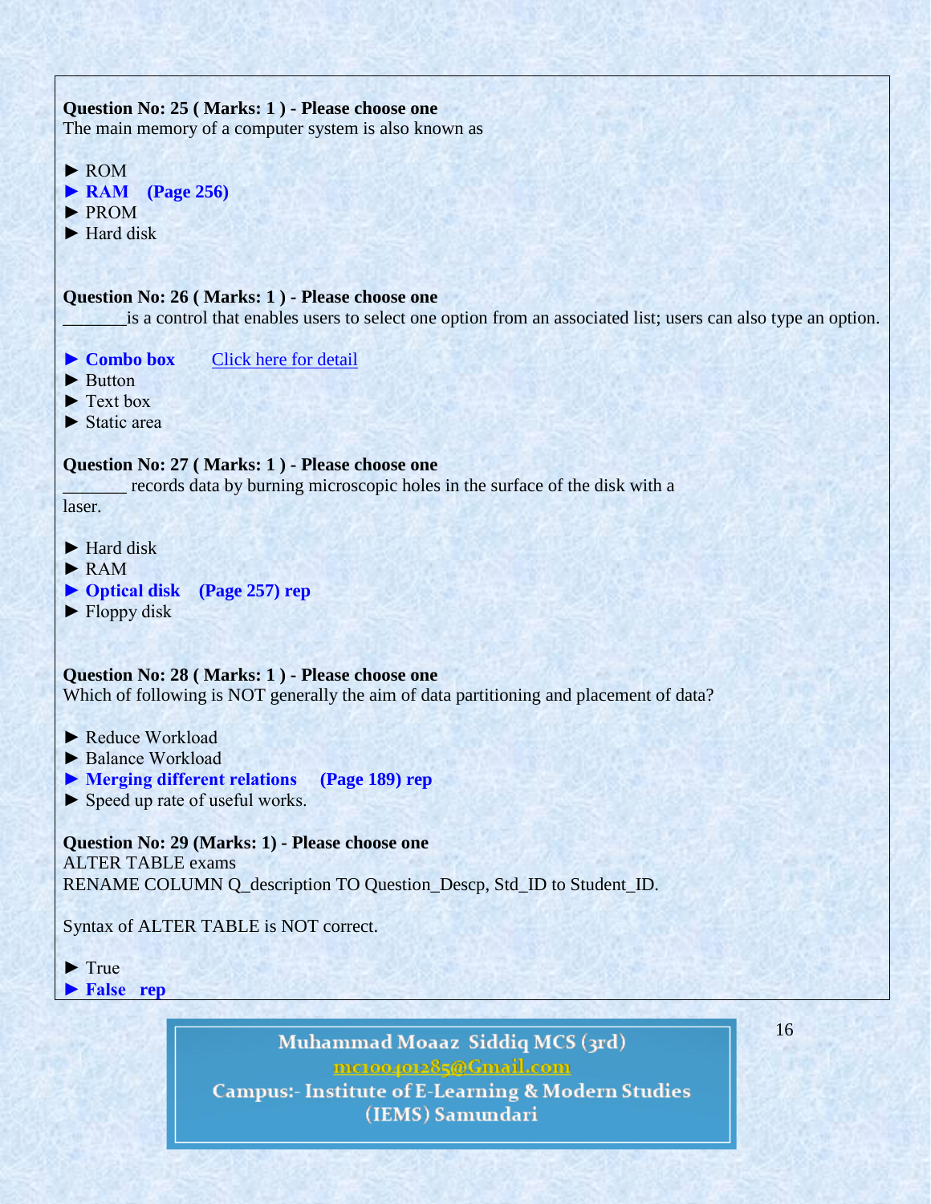**Question No: 25 ( Marks: 1 ) - Please choose one**
The main memory of a computer system is also known as

► ROM
► **RAM (Page 256)**
► PROM
► Hard disk

**Question No: 26 ( Marks: 1 ) - Please choose one**
_______is a control that enables users to select one option from an associated list; users can also type an option.

► **Combo box** Click here for detail
► Button
► Text box
► Static area

**Question No: 27 ( Marks: 1 ) - Please choose one**
_______ records data by burning microscopic holes in the surface of the disk with a laser.

► Hard disk
► RAM
► **Optical disk (Page 257) rep**
► Floppy disk

**Question No: 28 ( Marks: 1 ) - Please choose one**
Which of following is NOT generally the aim of data partitioning and placement of data?

► Reduce Workload
► Balance Workload
► **Merging different relations (Page 189) rep**
► Speed up rate of useful works.

**Question No: 29 (Marks: 1) - Please choose one**
ALTER TABLE exams
RENAME COLUMN Q_description TO Question_Descp, Std_ID to Student_ID.

Syntax of ALTER TABLE is NOT correct.

► True
► **False rep**

**Muhammad Moaaz Siddiq MCS (3rd)**
mc100401285@Gmail.com
**Campus:- Institute of E-Learning & Modern Studies (IEMS) Samundari**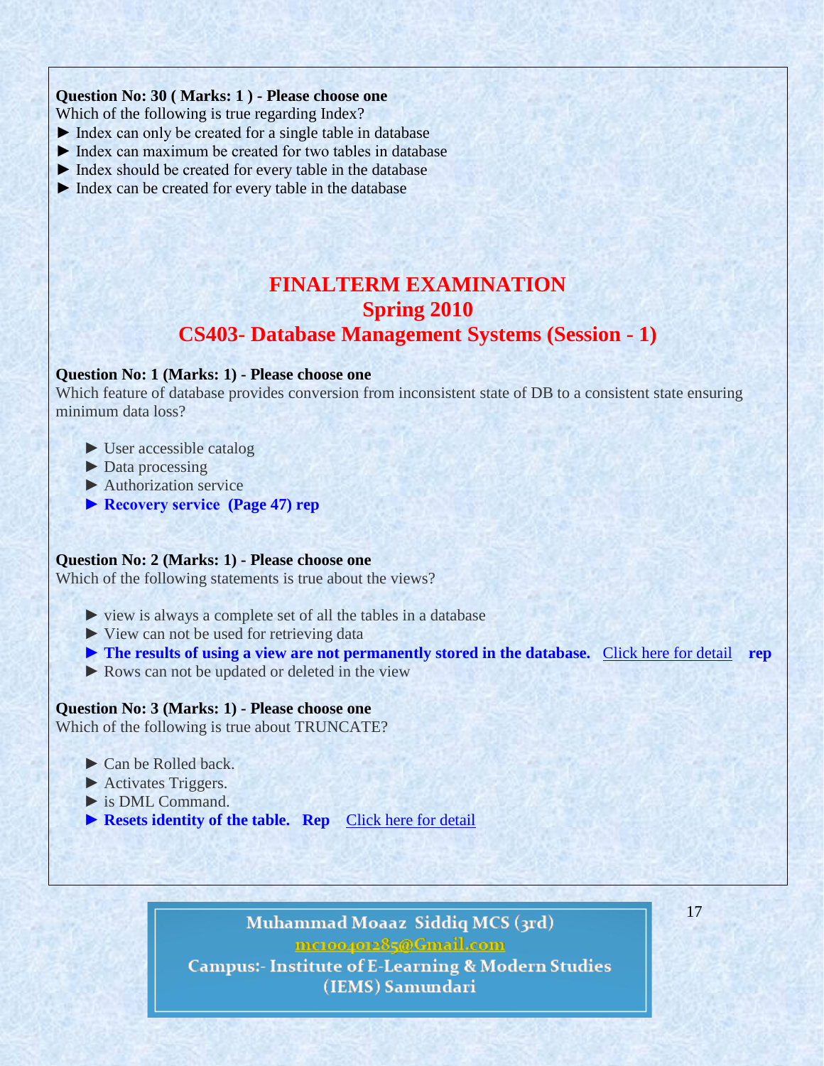**Question No: 30 ( Marks: 1 ) - Please choose one**

Which of the following is true regarding Index?

► Index can only be created for a single table in database
► Index can maximum be created for two tables in database
► Index should be created for every table in the database
► Index can be created for every table in the database

# FINALTERM EXAMINATION
## Spring 2010
## CS403- Database Management Systems (Session - 1)

**Question No: 1 (Marks: 1) - Please choose one**

Which feature of database provides conversion from inconsistent state of DB to a consistent state ensuring minimum data loss?

► User accessible catalog
► Data processing
► Authorization service
► **Recovery service (Page 47) rep**

**Question No: 2 (Marks: 1) - Please choose one**

Which of the following statements is true about the views?

► view is always a complete set of all the tables in a database
► View can not be used for retrieving data
► **The results of using a view are not permanently stored in the database.** Click here for detail **rep**
► Rows can not be updated or deleted in the view

**Question No: 3 (Marks: 1) - Please choose one**

Which of the following is true about TRUNCATE?

► Can be Rolled back.
► Activates Triggers.
► is DML Command.
► **Resets identity of the table. Rep** Click here for detail

Muhammad Moaaz Siddiq MCS (3rd)
mc100401285@Gmail.com
Campus:- Institute of E-Learning & Modern Studies (IEMS) Samundari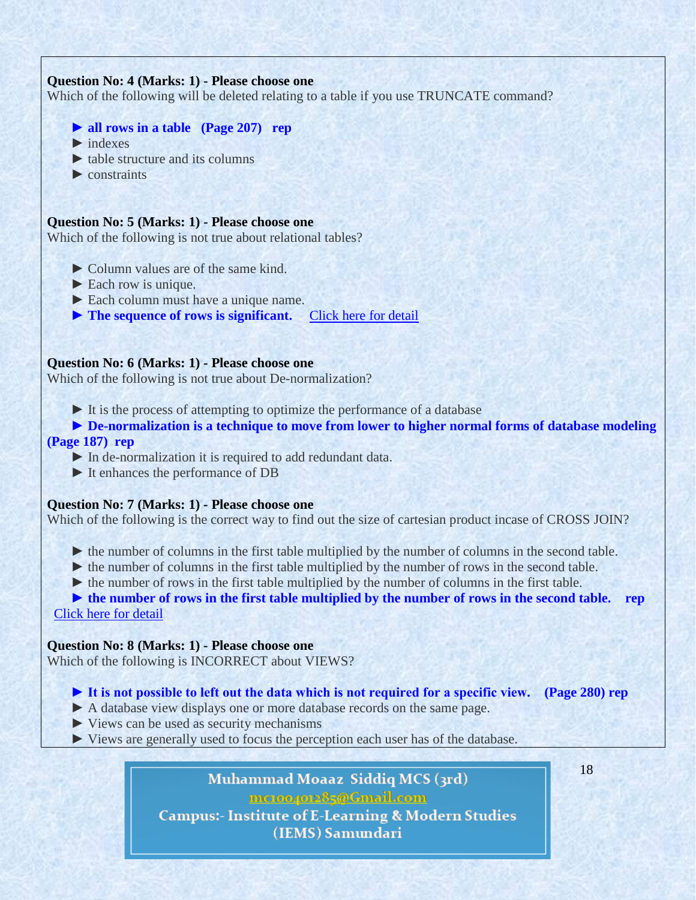**Question No: 4 (Marks: 1) - Please choose one**
Which of the following will be deleted relating to a table if you use TRUNCATE command?

- ► **all rows in a table (Page 207) rep**
- ► indexes
- ► table structure and its columns
- ► constraints

**Question No: 5 (Marks: 1) - Please choose one**
Which of the following is not true about relational tables?

- ► Column values are of the same kind.
- ► Each row is unique.
- ► Each column must have a unique name.
- ► **The sequence of rows is significant.** Click here for detail

**Question No: 6 (Marks: 1) - Please choose one**
Which of the following is not true about De-normalization?

- ► It is the process of attempting to optimize the performance of a database
- ► **De-normalization is a technique to move from lower to higher normal forms of database modeling (Page 187) rep**
- ► In de-normalization it is required to add redundant data.
- ► It enhances the performance of DB

**Question No: 7 (Marks: 1) - Please choose one**
Which of the following is the correct way to find out the size of cartesian product incase of CROSS JOIN?

- ► the number of columns in the first table multiplied by the number of columns in the second table.
- ► the number of columns in the first table multiplied by the number of rows in the second table.
- ► the number of rows in the first table multiplied by the number of columns in the first table.
- ► **the number of rows in the first table multiplied by the number of rows in the second table. rep** Click here for detail

**Question No: 8 (Marks: 1) - Please choose one**
Which of the following is INCORRECT about VIEWS?

- ► **It is not possible to left out the data which is not required for a specific view. (Page 280) rep**
- ► A database view displays one or more database records on the same page.
- ► Views can be used as security mechanisms
- ► Views are generally used to focus the perception each user has of the database.

Muhammad Moaaz Siddiq MCS (3rd)
mc100401285@Gmail.com
Campus:- Institute of E-Learning & Modern Studies (IEMS) Samundari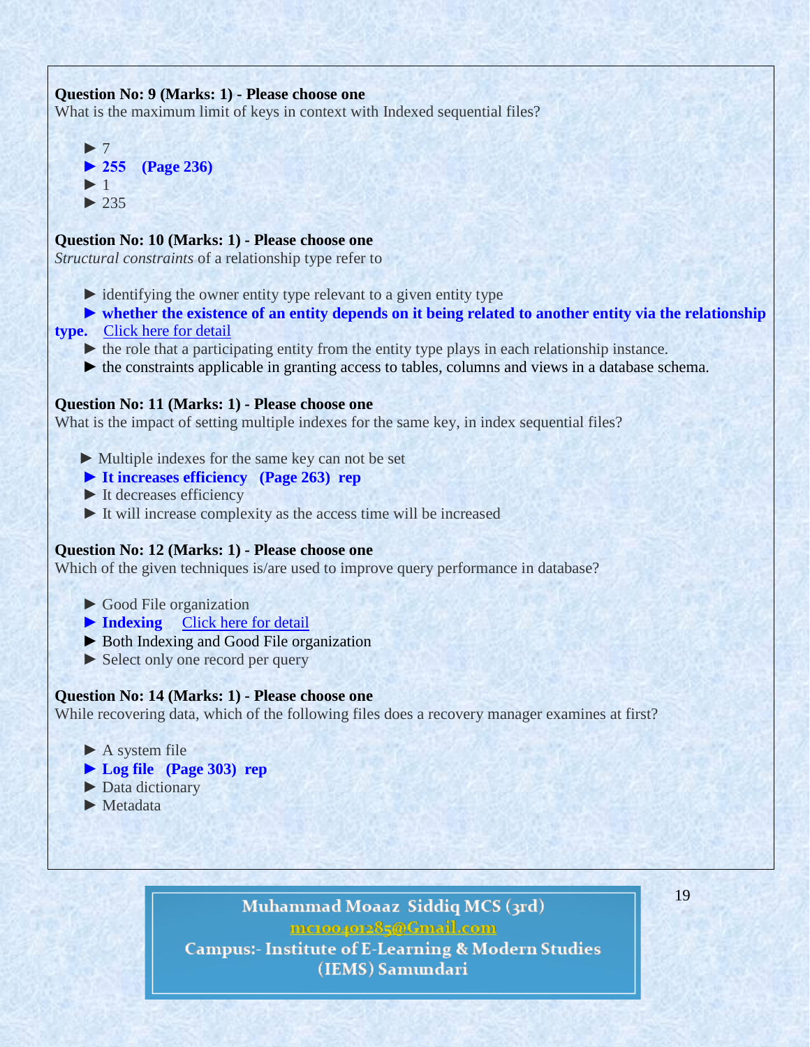**Question No: 9 (Marks: 1) - Please choose one**
What is the maximum limit of keys in context with Indexed sequential files?

► 7
► **255 (Page 236)**
► 1
► 235

**Question No: 10 (Marks: 1) - Please choose one**
*Structural constraints* of a relationship type refer to

► identifying the owner entity type relevant to a given entity type
► **whether the existence of an entity depends on it being related to another entity via the relationship type.** Click here for detail
► the role that a participating entity from the entity type plays in each relationship instance.
► the constraints applicable in granting access to tables, columns and views in a database schema.

**Question No: 11 (Marks: 1) - Please choose one**
What is the impact of setting multiple indexes for the same key, in index sequential files?

► Multiple indexes for the same key can not be set
► **It increases efficiency (Page 263) rep**
► It decreases efficiency
► It will increase complexity as the access time will be increased

**Question No: 12 (Marks: 1) - Please choose one**
Which of the given techniques is/are used to improve query performance in database?

► Good File organization
► **Indexing** Click here for detail
► Both Indexing and Good File organization
► Select only one record per query

**Question No: 14 (Marks: 1) - Please choose one**
While recovering data, which of the following files does a recovery manager examines at first?

► A system file
► **Log file (Page 303) rep**
► Data dictionary
► Metadata

Muhammad Moaaz Siddiq MCS (3rd)
mc100401285@Gmail.com
Campus:- Institute of E-Learning & Modern Studies (IEMS) Samundari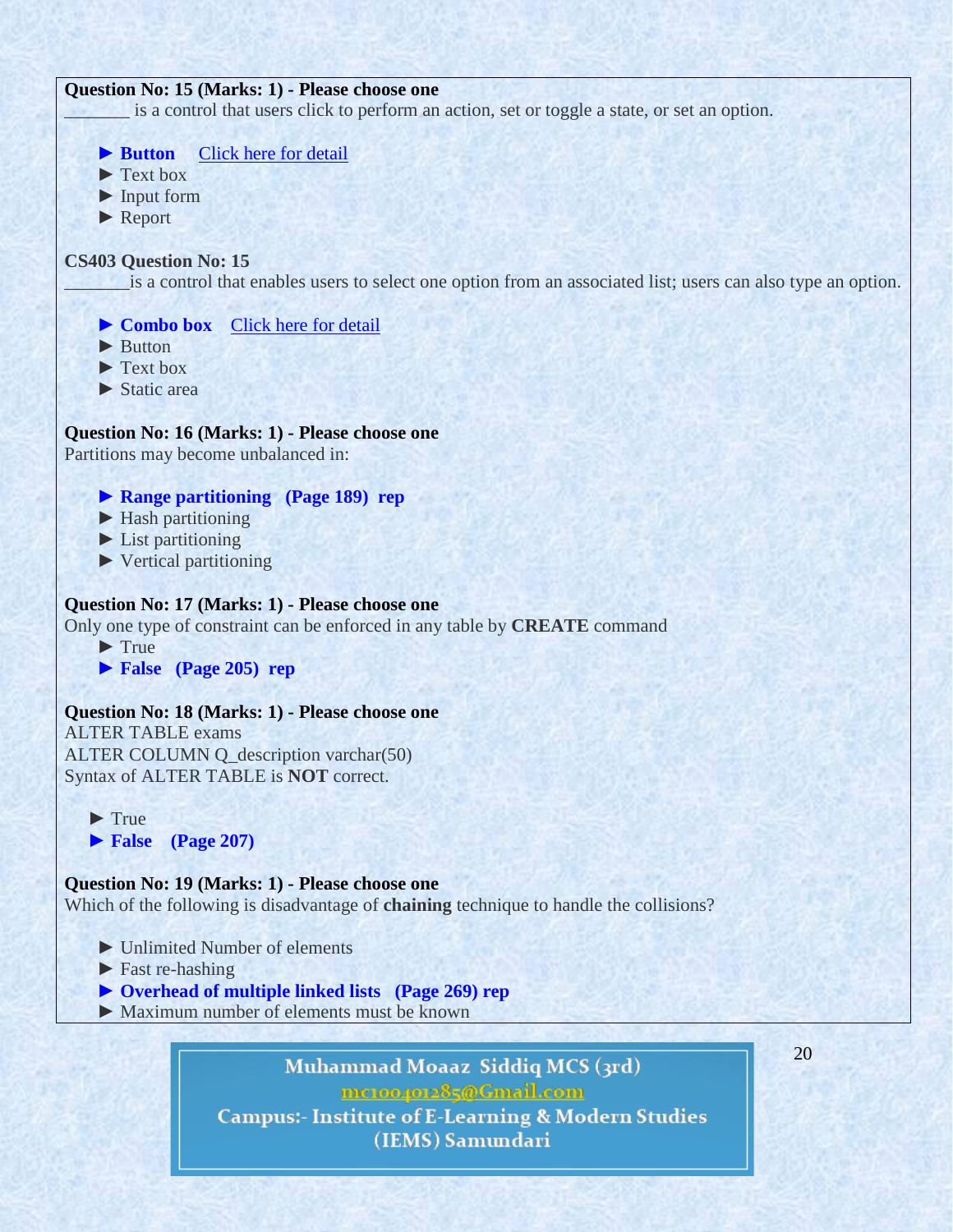**Question No: 15 (Marks: 1) - Please choose one**

_______ is a control that users click to perform an action, set or toggle a state, or set an option.

- ► **Button** Click here for detail
- ► Text box
- ► Input form
- ► Report

**CS403 Question No: 15**

_______is a control that enables users to select one option from an associated list; users can also type an option.

- ► **Combo box** Click here for detail
- ► Button
- ► Text box
- ► Static area

**Question No: 16 (Marks: 1) - Please choose one**

Partitions may become unbalanced in:

- ► **Range partitioning (Page 189) rep**
- ► Hash partitioning
- ► List partitioning
- ► Vertical partitioning

**Question No: 17 (Marks: 1) - Please choose one**

Only one type of constraint can be enforced in any table by **CREATE** command

- ► True
- ► **False (Page 205) rep**

**Question No: 18 (Marks: 1) - Please choose one**

ALTER TABLE exams
ALTER COLUMN Q_description varchar(50)
Syntax of ALTER TABLE is **NOT** correct.

- ► True
- ► **False (Page 207)**

**Question No: 19 (Marks: 1) - Please choose one**

Which of the following is disadvantage of **chaining** technique to handle the collisions?

- ► Unlimited Number of elements
- ► Fast re-hashing
- ► **Overhead of multiple linked lists (Page 269) rep**
- ► Maximum number of elements must be known

Muhammad Moaaz Siddiq MCS (3rd)
mc100401285@Gmail.com
Campus:- Institute of E-Learning & Modern Studies (IEMS) Samundari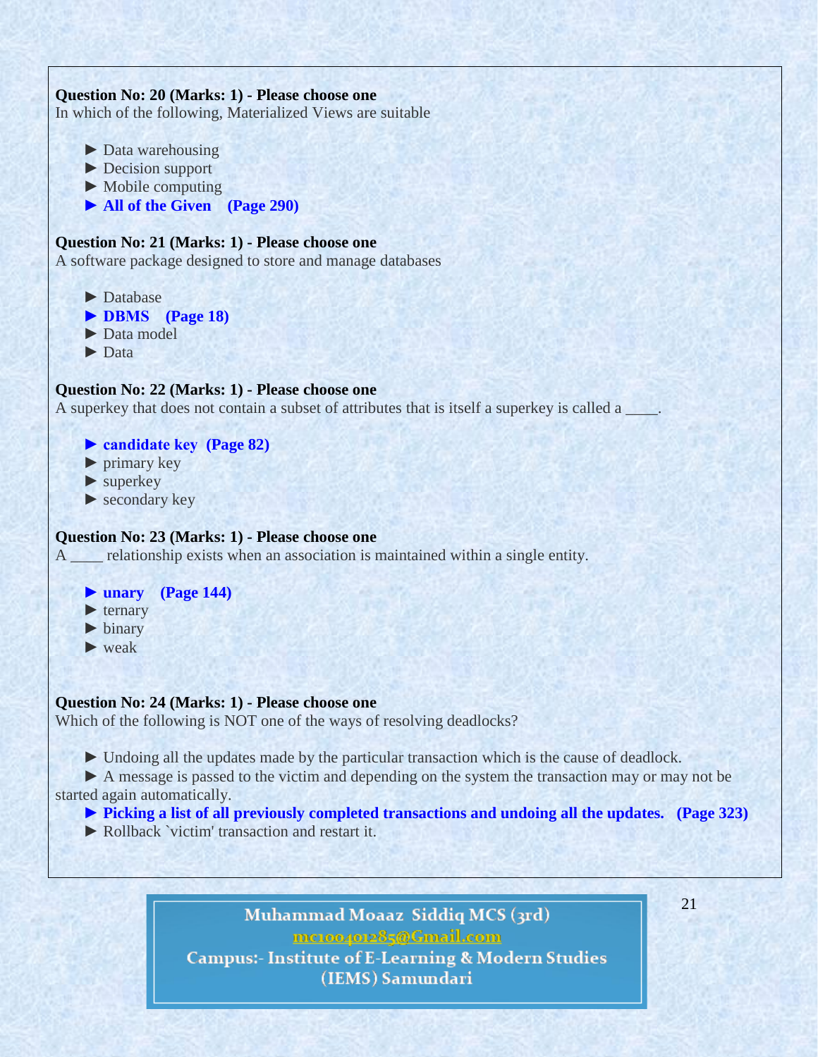**Question No: 20 (Marks: 1) - Please choose one**
In which of the following, Materialized Views are suitable

- ► Data warehousing
- ► Decision support
- ► Mobile computing
- ► **All of the Given (Page 290)**

**Question No: 21 (Marks: 1) - Please choose one**
A software package designed to store and manage databases

- ► Database
- ► **DBMS (Page 18)**
- ► Data model
- ► Data

**Question No: 22 (Marks: 1) - Please choose one**
A superkey that does not contain a subset of attributes that is itself a superkey is called a ____.

- ► **candidate key (Page 82)**
- ► primary key
- ► superkey
- ► secondary key

**Question No: 23 (Marks: 1) - Please choose one**
A ____ relationship exists when an association is maintained within a single entity.

- ► **unary (Page 144)**
- ► ternary
- ► binary
- ► weak

**Question No: 24 (Marks: 1) - Please choose one**
Which of the following is NOT one of the ways of resolving deadlocks?

- ► Undoing all the updates made by the particular transaction which is the cause of deadlock.
- ► A message is passed to the victim and depending on the system the transaction may or may not be started again automatically.
- ► **Picking a list of all previously completed transactions and undoing all the updates. (Page 323)**
- ► Rollback `victim' transaction and restart it.

Muhammad Moaaz Siddiq MCS (3rd)
mc100401285@Gmail.com
Campus:- Institute of E-Learning & Modern Studies (IEMS) Samundari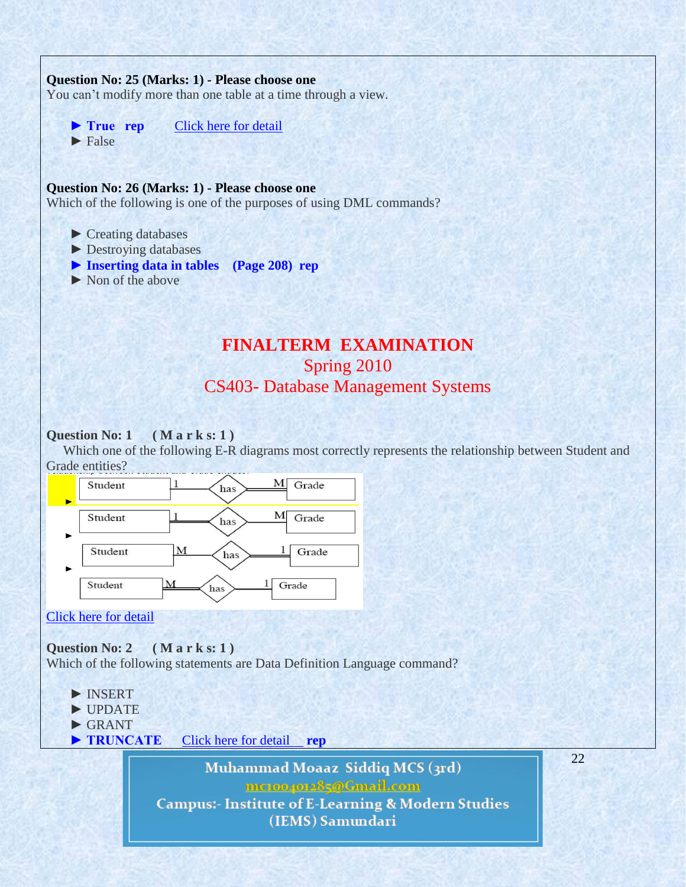**Question No: 25 (Marks: 1) - Please choose one**
You can't modify more than one table at a time through a view.

- ► **True rep** Click here for detail
- ► False

**Question No: 26 (Marks: 1) - Please choose one**
Which of the following is one of the purposes of using DML commands?

- ► Creating databases
- ► Destroying databases
- ► **Inserting data in tables (Page 208) rep**
- ► Non of the above

# FINALTERM EXAMINATION
## Spring 2010
## CS403- Database Management Systems

**Question No: 1 ( M a r k s: 1 )**
Which one of the following E-R diagrams most correctly represents the relationship between Student and Grade entities?

- ► Student 1 — has — M Grade
- ► Student 1 — has — M Grade
- ► Student M — has — 1 Grade
- ► Student M — has — 1 Grade

Click here for detail

**Question No: 2 ( M a r k s: 1 )**
Which of the following statements are Data Definition Language command?

- ► INSERT
- ► UPDATE
- ► GRANT
- ► **TRUNCATE** Click here for detail **rep**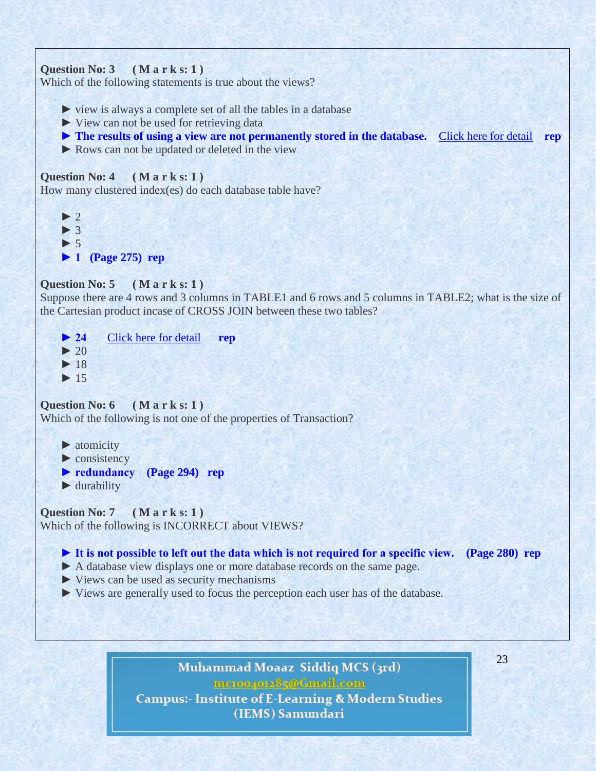**Question No: 3 ( M a r k s: 1 )**
Which of the following statements is true about the views?

► view is always a complete set of all the tables in a database
► View can not be used for retrieving data
► **The results of using a view are not permanently stored in the database.** Click here for detail **rep**
► Rows can not be updated or deleted in the view

**Question No: 4 ( M a r k s: 1 )**
How many clustered index(es) do each database table have?

► 2
► 3
► 5
► **1 (Page 275) rep**

**Question No: 5 ( M a r k s: 1 )**
Suppose there are 4 rows and 3 columns in TABLE1 and 6 rows and 5 columns in TABLE2; what is the size of the Cartesian product incase of CROSS JOIN between these two tables?

► **24** Click here for detail **rep**
► 20
► 18
► 15

**Question No: 6 ( M a r k s: 1 )**
Which of the following is not one of the properties of Transaction?

► atomicity
► consistency
► **redundancy (Page 294) rep**
► durability

**Question No: 7 ( M a r k s: 1 )**
Which of the following is INCORRECT about VIEWS?

► **It is not possible to left out the data which is not required for a specific view. (Page 280) rep**
► A database view displays one or more database records on the same page.
► Views can be used as security mechanisms
► Views are generally used to focus the perception each user has of the database.

Muhammad Moaaz Siddiq MCS (3rd)
mc100401285@Gmail.com
Campus:- Institute of E-Learning & Modern Studies (IEMS) Samundari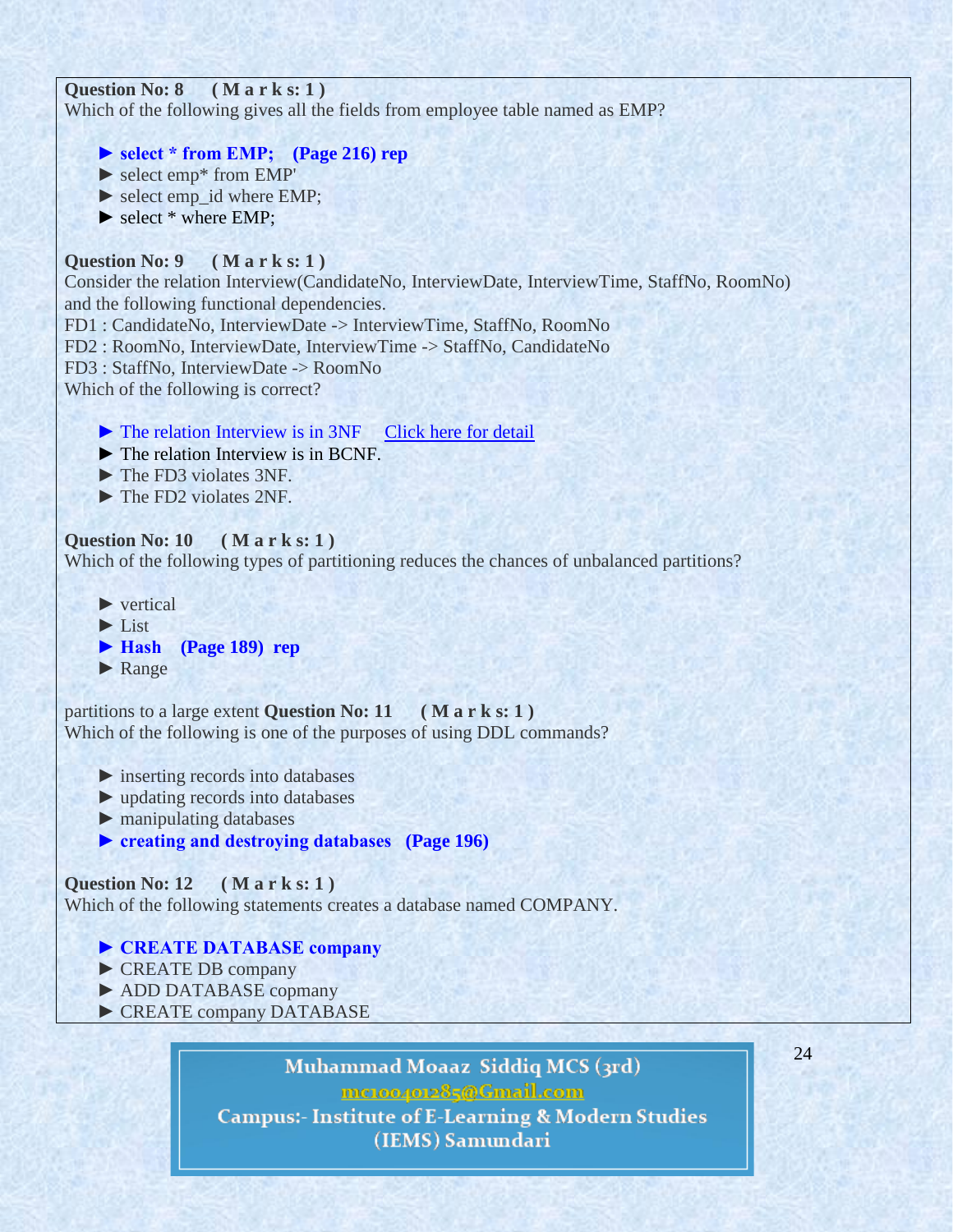**Question No: 8 ( M a r k s: 1 )**
Which of the following gives all the fields from employee table named as EMP?

► **select * from EMP; (Page 216) rep**
► select emp* from EMP'
► select emp_id where EMP;
► select * where EMP;

**Question No: 9 ( M a r k s: 1 )**
Consider the relation Interview(CandidateNo, InterviewDate, InterviewTime, StaffNo, RoomNo) and the following functional dependencies.
FD1 : CandidateNo, InterviewDate -> InterviewTime, StaffNo, RoomNo
FD2 : RoomNo, InterviewDate, InterviewTime -> StaffNo, CandidateNo
FD3 : StaffNo, InterviewDate -> RoomNo
Which of the following is correct?

► The relation Interview is in 3NF Click here for detail
► The relation Interview is in BCNF.
► The FD3 violates 3NF.
► The FD2 violates 2NF.

**Question No: 10 ( M a r k s: 1 )**
Which of the following types of partitioning reduces the chances of unbalanced partitions?

► vertical
► List
► **Hash (Page 189) rep**
► Range

partitions to a large extent **Question No: 11 ( M a r k s: 1 )**
Which of the following is one of the purposes of using DDL commands?

► inserting records into databases
► updating records into databases
► manipulating databases
► **creating and destroying databases (Page 196)**

**Question No: 12 ( M a r k s: 1 )**
Which of the following statements creates a database named COMPANY.

► **CREATE DATABASE company**
► CREATE DB company
► ADD DATABASE copmany
► CREATE company DATABASE

Muhammad Moaaz Siddiq MCS (3rd)
mc100401285@Gmail.com
Campus:- Institute of E-Learning & Modern Studies (IEMS) Samundari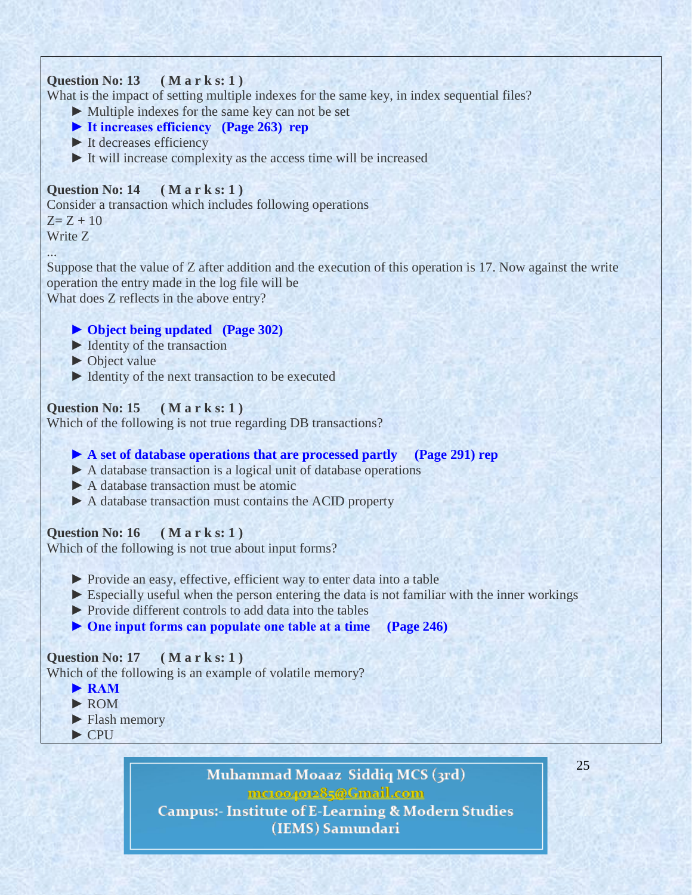**Question No: 13 ( M a r k s: 1 )**

What is the impact of setting multiple indexes for the same key, in index sequential files?

- ► Multiple indexes for the same key can not be set
- ► **It increases efficiency (Page 263) rep**
- ► It decreases efficiency
- ► It will increase complexity as the access time will be increased

**Question No: 14 ( M a r k s: 1 )**

Consider a transaction which includes following operations

Z= Z + 10

Write Z

...

Suppose that the value of Z after addition and the execution of this operation is 17. Now against the write operation the entry made in the log file will be

What does Z reflects in the above entry?

- ► **Object being updated (Page 302)**
- ► Identity of the transaction
- ► Object value
- ► Identity of the next transaction to be executed

**Question No: 15 ( M a r k s: 1 )**

Which of the following is not true regarding DB transactions?

- ► **A set of database operations that are processed partly (Page 291) rep**
- ► A database transaction is a logical unit of database operations
- ► A database transaction must be atomic
- ► A database transaction must contains the ACID property

**Question No: 16 ( M a r k s: 1 )**

Which of the following is not true about input forms?

- ► Provide an easy, effective, efficient way to enter data into a table
- ► Especially useful when the person entering the data is not familiar with the inner workings
- ► Provide different controls to add data into the tables
- ► **One input forms can populate one table at a time (Page 246)**

**Question No: 17 ( M a r k s: 1 )**

Which of the following is an example of volatile memory?

- ► **RAM**
- ► ROM
- ► Flash memory
- ► CPU

Muhammad Moaaz Siddiq MCS (3rd)
mc100401285@Gmail.com
Campus:- Institute of E-Learning & Modern Studies (IEMS) Samundari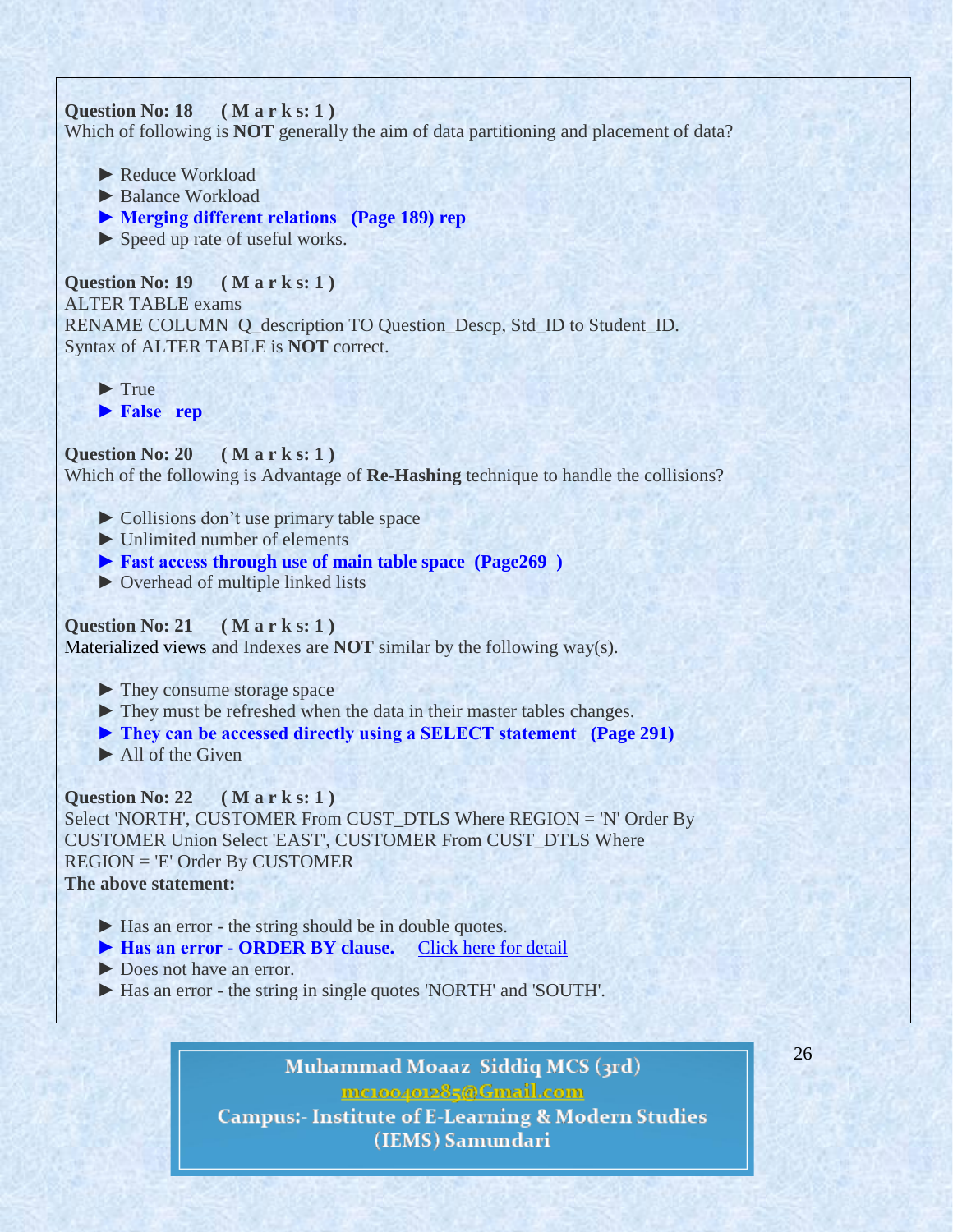**Question No: 18 ( M a r k s: 1 )**
Which of following is **NOT** generally the aim of data partitioning and placement of data?

- ► Reduce Workload
- ► Balance Workload
- ► **Merging different relations (Page 189) rep**
- ► Speed up rate of useful works.

**Question No: 19 ( M a r k s: 1 )**
ALTER TABLE exams
RENAME COLUMN Q_description TO Question_Descp, Std_ID to Student_ID.
Syntax of ALTER TABLE is **NOT** correct.

- ► True
- ► **False rep**

**Question No: 20 ( M a r k s: 1 )**
Which of the following is Advantage of **Re-Hashing** technique to handle the collisions?

- ► Collisions don't use primary table space
- ► Unlimited number of elements
- ► **Fast access through use of main table space (Page269 )**
- ► Overhead of multiple linked lists

**Question No: 21 ( M a r k s: 1 )**
Materialized views and Indexes are **NOT** similar by the following way(s).

- ► They consume storage space
- ► They must be refreshed when the data in their master tables changes.
- ► **They can be accessed directly using a SELECT statement (Page 291)**
- ► All of the Given

**Question No: 22 ( M a r k s: 1 )**
Select 'NORTH', CUSTOMER From CUST_DTLS Where REGION = 'N' Order By CUSTOMER Union Select 'EAST', CUSTOMER From CUST_DTLS Where REGION = 'E' Order By CUSTOMER
**The above statement:**

- ► Has an error - the string should be in double quotes.
- ► **Has an error - ORDER BY clause.** Click here for detail
- ► Does not have an error.
- ► Has an error - the string in single quotes 'NORTH' and 'SOUTH'.

Muhammad Moaaz Siddiq MCS (3rd)
mc100401285@Gmail.com
Campus:- Institute of E-Learning & Modern Studies
(IEMS) Samundari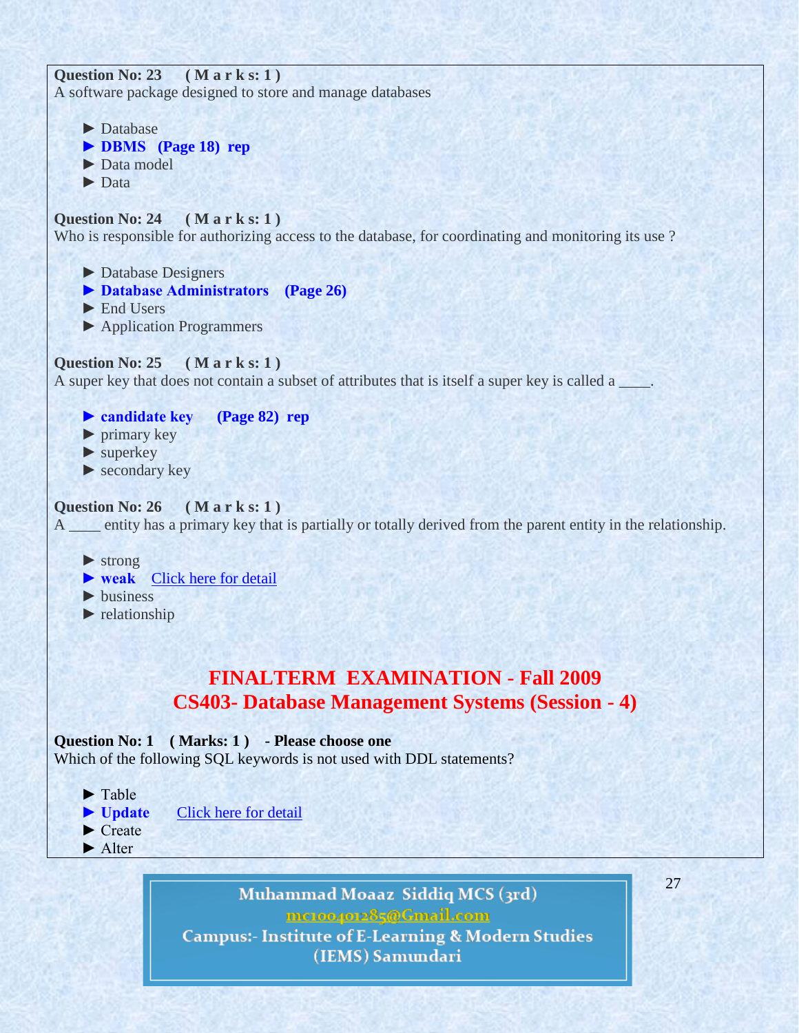**Question No: 23 ( M a r k s: 1 )**
A software package designed to store and manage databases

► Database
► **DBMS (Page 18) rep**
► Data model
► Data

**Question No: 24 ( M a r k s: 1 )**
Who is responsible for authorizing access to the database, for coordinating and monitoring its use ?

► Database Designers
► **Database Administrators (Page 26)**
► End Users
► Application Programmers

**Question No: 25 ( M a r k s: 1 )**
A super key that does not contain a subset of attributes that is itself a super key is called a ____.

► **candidate key (Page 82) rep**
► primary key
► superkey
► secondary key

**Question No: 26 ( M a r k s: 1 )**
A ____ entity has a primary key that is partially or totally derived from the parent entity in the relationship.

► strong
► **weak** Click here for detail
► business
► relationship

## FINALTERM EXAMINATION - Fall 2009
## CS403- Database Management Systems (Session - 4)

**Question No: 1 ( Marks: 1 ) - Please choose one**
Which of the following SQL keywords is not used with DDL statements?

► Table
► **Update** Click here for detail
► Create
► Alter

Muhammad Moaaz Siddiq MCS (3rd)
mc100401285@Gmail.com
Campus:- Institute of E-Learning & Modern Studies
(IEMS) Samundari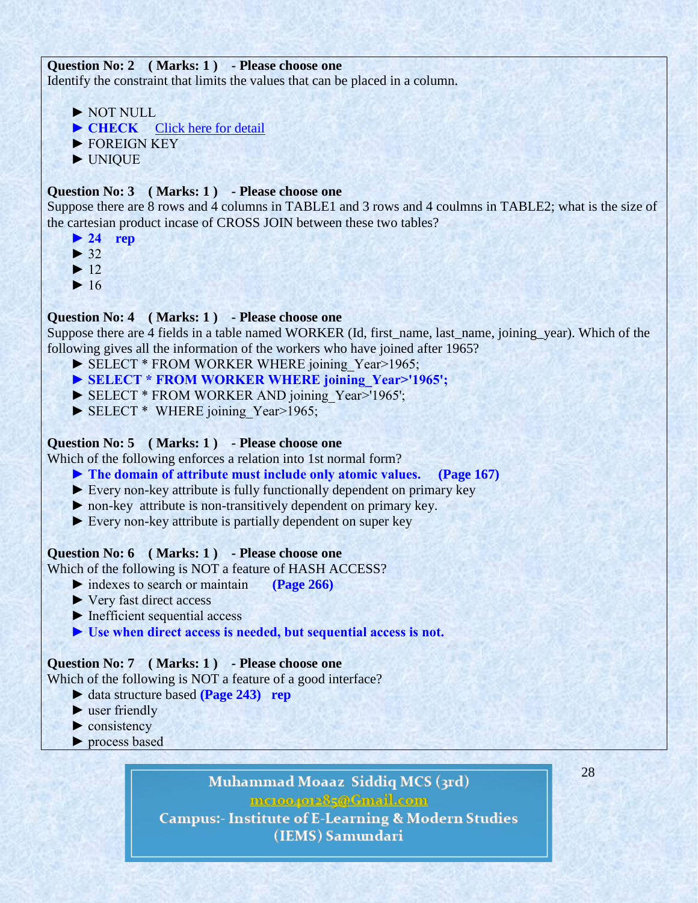**Question No: 2 ( Marks: 1 ) - Please choose one**

Identify the constraint that limits the values that can be placed in a column.

► NOT NULL
► **CHECK** Click here for detail
► FOREIGN KEY
► UNIQUE

**Question No: 3 ( Marks: 1 ) - Please choose one**

Suppose there are 8 rows and 4 columns in TABLE1 and 3 rows and 4 coulmns in TABLE2; what is the size of the cartesian product incase of CROSS JOIN between these two tables?

► **24 rep**
► 32
► 12
► 16

**Question No: 4 ( Marks: 1 ) - Please choose one**

Suppose there are 4 fields in a table named WORKER (Id, first_name, last_name, joining_year). Which of the following gives all the information of the workers who have joined after 1965?

► SELECT * FROM WORKER WHERE joining_Year>1965;
► **SELECT * FROM WORKER WHERE joining_Year>'1965';**
► SELECT * FROM WORKER AND joining_Year>'1965';
► SELECT * WHERE joining_Year>1965;

**Question No: 5 ( Marks: 1 ) - Please choose one**

Which of the following enforces a relation into 1st normal form?

► **The domain of attribute must include only atomic values. (Page 167)**
► Every non-key attribute is fully functionally dependent on primary key
► non-key attribute is non-transitively dependent on primary key.
► Every non-key attribute is partially dependent on super key

**Question No: 6 ( Marks: 1 ) - Please choose one**

Which of the following is NOT a feature of HASH ACCESS?

► indexes to search or maintain **(Page 266)**
► Very fast direct access
► Inefficient sequential access
► **Use when direct access is needed, but sequential access is not.**

**Question No: 7 ( Marks: 1 ) - Please choose one**

Which of the following is NOT a feature of a good interface?

► data structure based **(Page 243) rep**
► user friendly
► consistency
► process based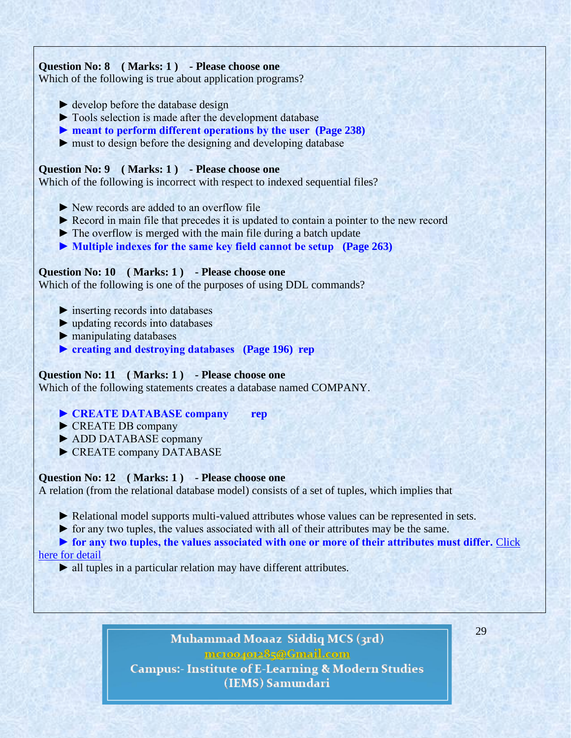**Question No: 8 ( Marks: 1 ) - Please choose one**
Which of the following is true about application programs?

- ► develop before the database design
- ► Tools selection is made after the development database
- ► **meant to perform different operations by the user (Page 238)**
- ► must to design before the designing and developing database

**Question No: 9 ( Marks: 1 ) - Please choose one**
Which of the following is incorrect with respect to indexed sequential files?

- ► New records are added to an overflow file
- ► Record in main file that precedes it is updated to contain a pointer to the new record
- ► The overflow is merged with the main file during a batch update
- ► **Multiple indexes for the same key field cannot be setup (Page 263)**

**Question No: 10 ( Marks: 1 ) - Please choose one**
Which of the following is one of the purposes of using DDL commands?

- ► inserting records into databases
- ► updating records into databases
- ► manipulating databases
- ► **creating and destroying databases (Page 196) rep**

**Question No: 11 ( Marks: 1 ) - Please choose one**
Which of the following statements creates a database named COMPANY.

- ► **CREATE DATABASE company rep**
- ► CREATE DB company
- ► ADD DATABASE copmany
- ► CREATE company DATABASE

**Question No: 12 ( Marks: 1 ) - Please choose one**
A relation (from the relational database model) consists of a set of tuples, which implies that

- ► Relational model supports multi-valued attributes whose values can be represented in sets.
- ► for any two tuples, the values associated with all of their attributes may be the same.
- ► **for any two tuples, the values associated with one or more of their attributes must differ.** Click here for detail
- ► all tuples in a particular relation may have different attributes.

Muhammad Moaaz Siddiq MCS (3rd)
mc100401285@Gmail.com
Campus:- Institute of E-Learning & Modern Studies
(IEMS) Samundari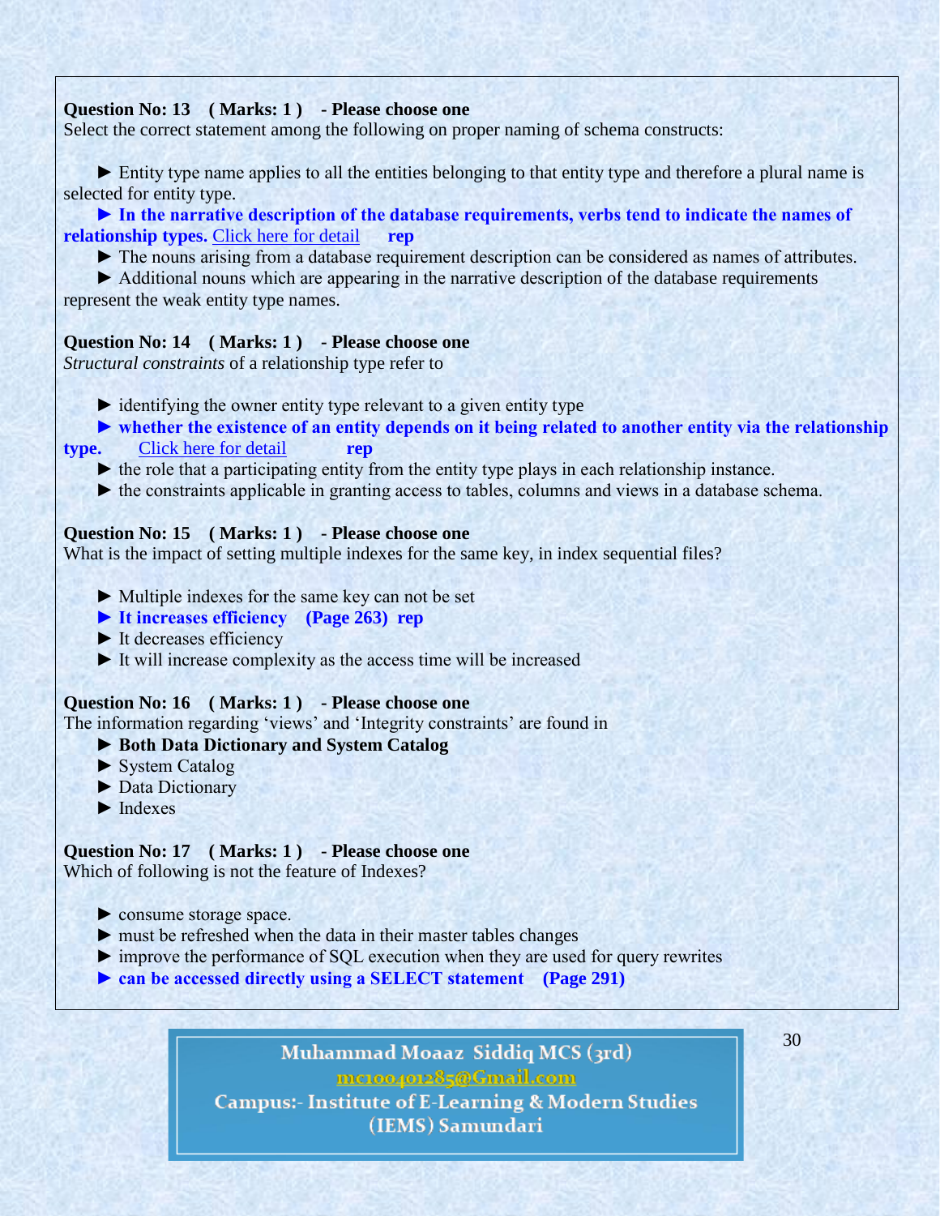**Question No: 13 ( Marks: 1 ) - Please choose one**

Select the correct statement among the following on proper naming of schema constructs:

► Entity type name applies to all the entities belonging to that entity type and therefore a plural name is selected for entity type.

► **In the narrative description of the database requirements, verbs tend to indicate the names of relationship types.** Click here for detail **rep**

► The nouns arising from a database requirement description can be considered as names of attributes.

► Additional nouns which are appearing in the narrative description of the database requirements represent the weak entity type names.

**Question No: 14 ( Marks: 1 ) - Please choose one**

*Structural constraints* of a relationship type refer to

► identifying the owner entity type relevant to a given entity type

► **whether the existence of an entity depends on it being related to another entity via the relationship type.** Click here for detail **rep**

► the role that a participating entity from the entity type plays in each relationship instance.

► the constraints applicable in granting access to tables, columns and views in a database schema.

**Question No: 15 ( Marks: 1 ) - Please choose one**

What is the impact of setting multiple indexes for the same key, in index sequential files?

► Multiple indexes for the same key can not be set

► **It increases efficiency (Page 263) rep**

► It decreases efficiency

► It will increase complexity as the access time will be increased

**Question No: 16 ( Marks: 1 ) - Please choose one**

The information regarding 'views' and 'Integrity constraints' are found in

► **Both Data Dictionary and System Catalog**

► System Catalog

► Data Dictionary

► Indexes

**Question No: 17 ( Marks: 1 ) - Please choose one**

Which of following is not the feature of Indexes?

► consume storage space.

► must be refreshed when the data in their master tables changes

► improve the performance of SQL execution when they are used for query rewrites

► **can be accessed directly using a SELECT statement (Page 291)**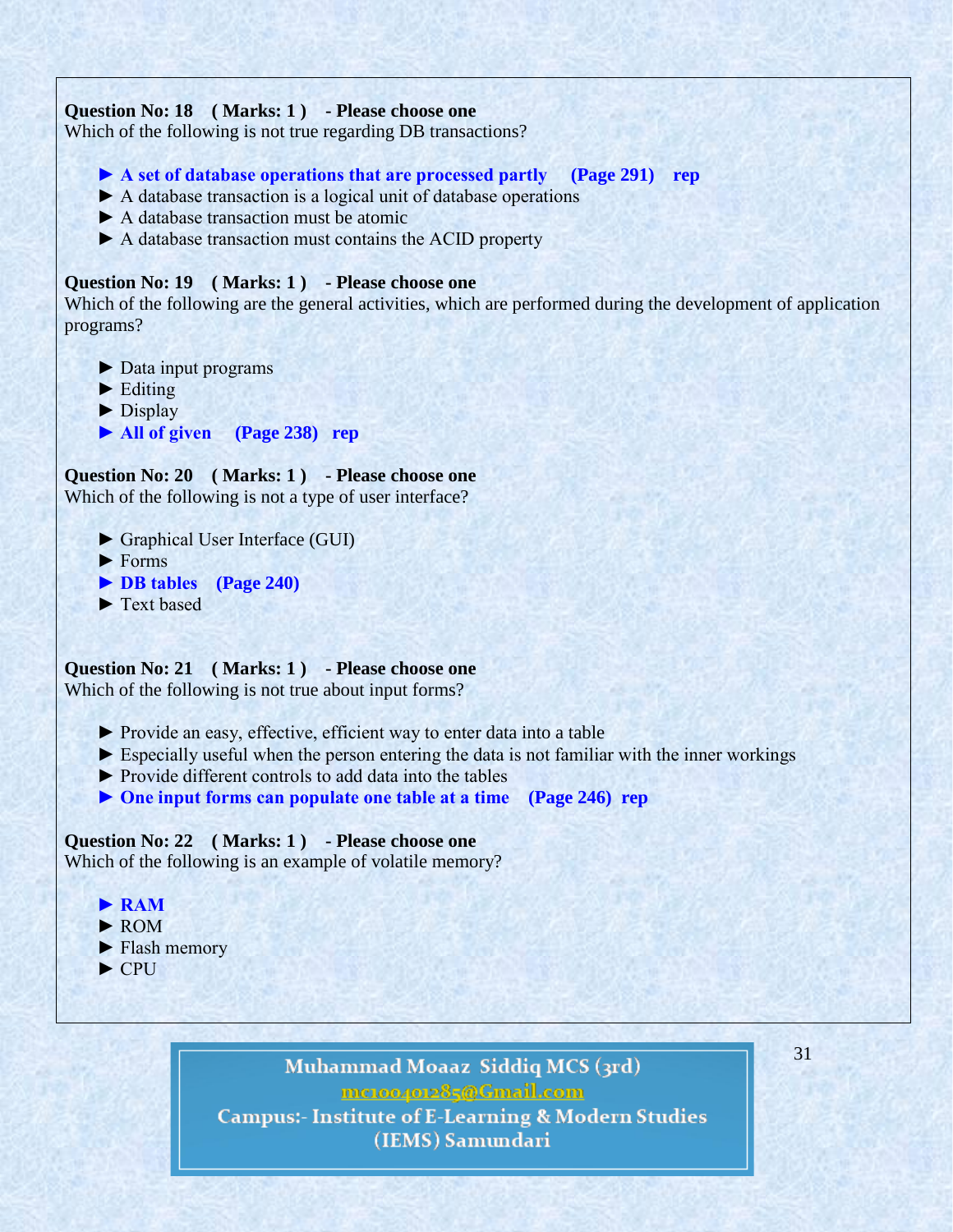**Question No: 18 ( Marks: 1 ) - Please choose one**
Which of the following is not true regarding DB transactions?

- ► **A set of database operations that are processed partly (Page 291) rep**
- ► A database transaction is a logical unit of database operations
- ► A database transaction must be atomic
- ► A database transaction must contains the ACID property

**Question No: 19 ( Marks: 1 ) - Please choose one**
Which of the following are the general activities, which are performed during the development of application programs?

- ► Data input programs
- ► Editing
- ► Display
- ► **All of given (Page 238) rep**

**Question No: 20 ( Marks: 1 ) - Please choose one**
Which of the following is not a type of user interface?

- ► Graphical User Interface (GUI)
- ► Forms
- ► **DB tables (Page 240)**
- ► Text based

**Question No: 21 ( Marks: 1 ) - Please choose one**
Which of the following is not true about input forms?

- ► Provide an easy, effective, efficient way to enter data into a table
- ► Especially useful when the person entering the data is not familiar with the inner workings
- ► Provide different controls to add data into the tables
- ► **One input forms can populate one table at a time (Page 246) rep**

**Question No: 22 ( Marks: 1 ) - Please choose one**
Which of the following is an example of volatile memory?

- ► **RAM**
- ► ROM
- ► Flash memory
- ► CPU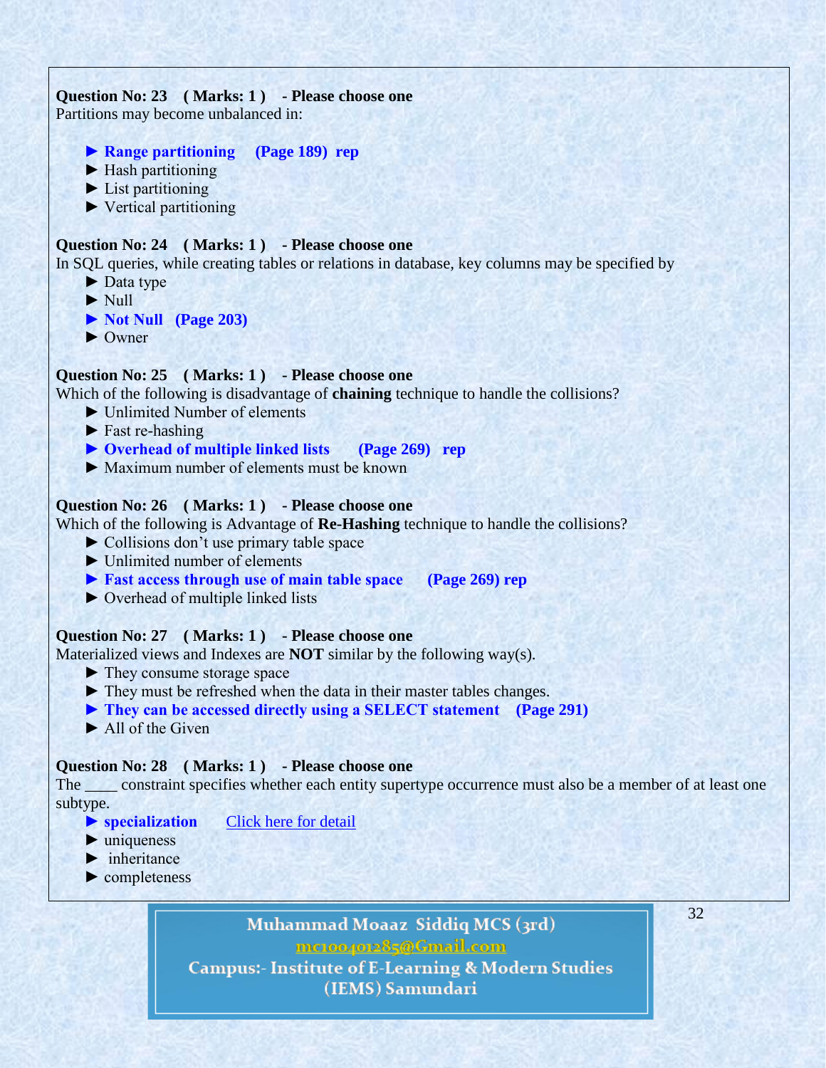**Question No: 23 ( Marks: 1 ) - Please choose one**

Partitions may become unbalanced in:

- ► **Range partitioning (Page 189) rep**
- ► Hash partitioning
- ► List partitioning
- ► Vertical partitioning

**Question No: 24 ( Marks: 1 ) - Please choose one**

In SQL queries, while creating tables or relations in database, key columns may be specified by

- ► Data type
- ► Null
- ► **Not Null (Page 203)**
- ► Owner

**Question No: 25 ( Marks: 1 ) - Please choose one**

Which of the following is disadvantage of **chaining** technique to handle the collisions?

- ► Unlimited Number of elements
- ► Fast re-hashing
- ► **Overhead of multiple linked lists (Page 269) rep**
- ► Maximum number of elements must be known

**Question No: 26 ( Marks: 1 ) - Please choose one**

Which of the following is Advantage of **Re-Hashing** technique to handle the collisions?

- ► Collisions don't use primary table space
- ► Unlimited number of elements
- ► **Fast access through use of main table space (Page 269) rep**
- ► Overhead of multiple linked lists

**Question No: 27 ( Marks: 1 ) - Please choose one**

Materialized views and Indexes are **NOT** similar by the following way(s).

- ► They consume storage space
- ► They must be refreshed when the data in their master tables changes.
- ► **They can be accessed directly using a SELECT statement (Page 291)**
- ► All of the Given

**Question No: 28 ( Marks: 1 ) - Please choose one**

The ____ constraint specifies whether each entity supertype occurrence must also be a member of at least one subtype.

- ► **specialization** Click here for detail
- ► uniqueness
- ► inheritance
- ► completeness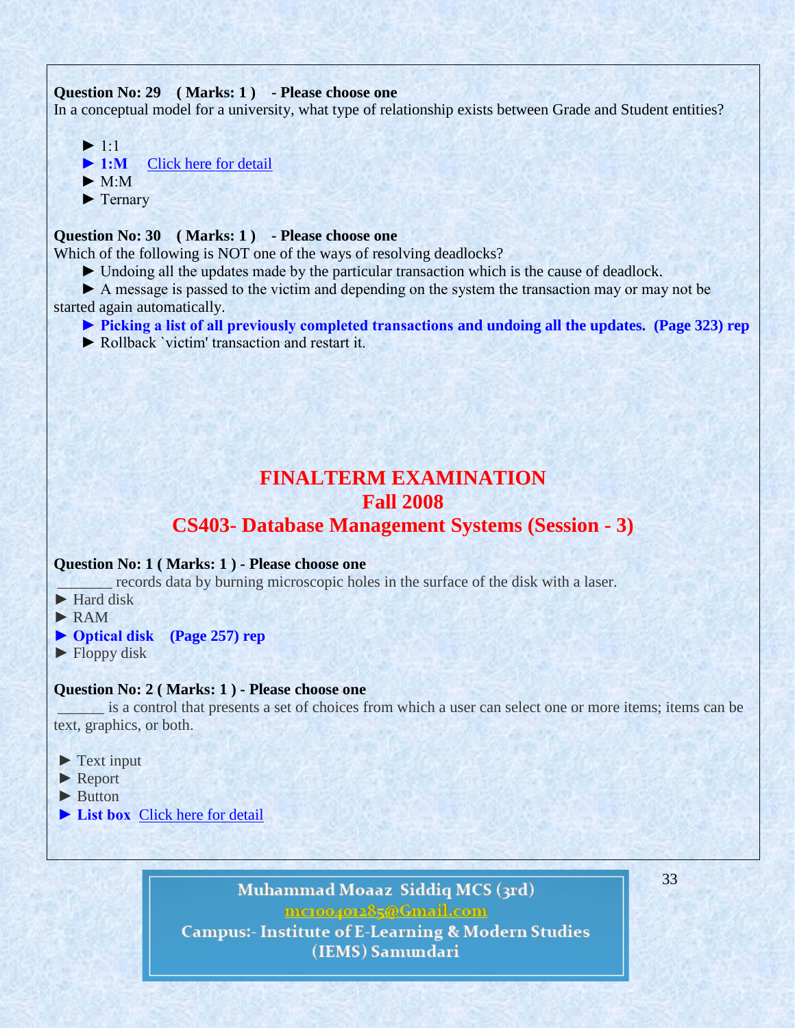**Question No: 29 ( Marks: 1 ) - Please choose one**

In a conceptual model for a university, what type of relationship exists between Grade and Student entities?

► 1:1
► **1:M** Click here for detail
► M:M
► Ternary

**Question No: 30 ( Marks: 1 ) - Please choose one**

Which of the following is NOT one of the ways of resolving deadlocks?

► Undoing all the updates made by the particular transaction which is the cause of deadlock.
► A message is passed to the victim and depending on the system the transaction may or may not be started again automatically.
► **Picking a list of all previously completed transactions and undoing all the updates. (Page 323) rep**
► Rollback `victim' transaction and restart it.

# FINALTERM EXAMINATION
# Fall 2008
# CS403- Database Management Systems (Session - 3)

**Question No: 1 ( Marks: 1 ) - Please choose one**

_______ records data by burning microscopic holes in the surface of the disk with a laser.

► Hard disk
► RAM
► **Optical disk (Page 257) rep**
► Floppy disk

**Question No: 2 ( Marks: 1 ) - Please choose one**

______ is a control that presents a set of choices from which a user can select one or more items; items can be text, graphics, or both.

► Text input
► Report
► Button
► **List box** Click here for detail

Muhammad Moaaz Siddiq MCS (3rd)
mc100401285@Gmail.com
Campus:- Institute of E-Learning & Modern Studies (IEMS) Samundari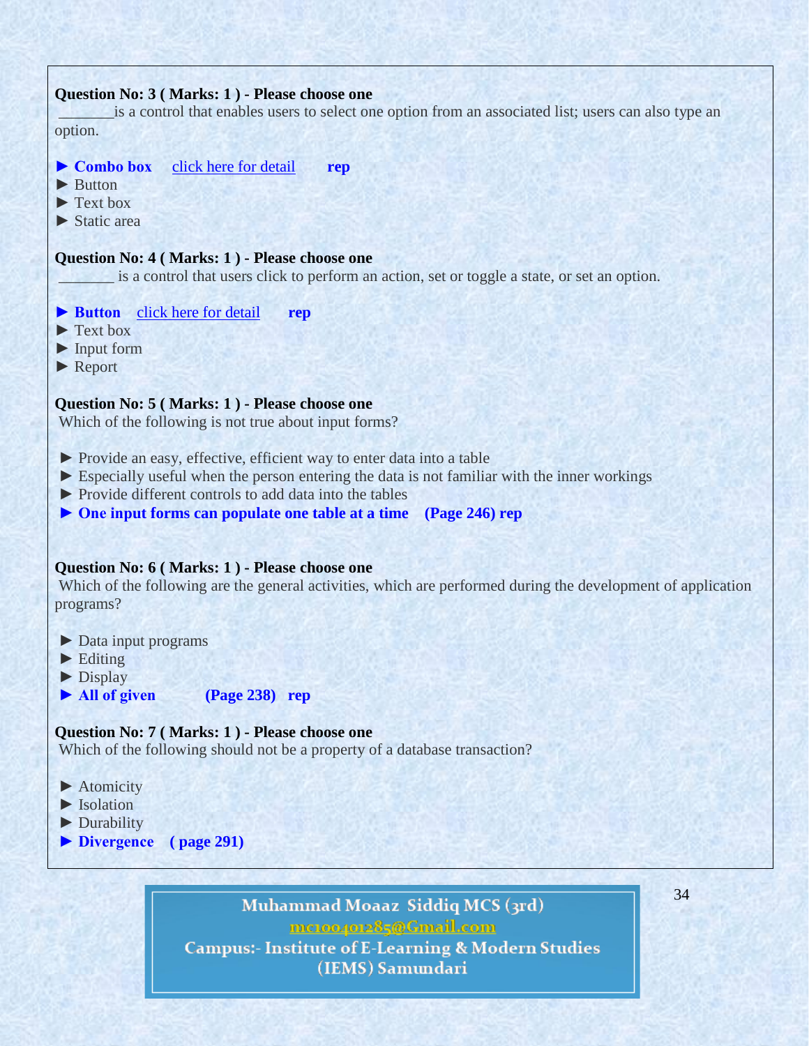**Question No: 3 ( Marks: 1 ) - Please choose one**

_______is a control that enables users to select one option from an associated list; users can also type an option.

► **Combo box** click here for detail **rep**
► Button
► Text box
► Static area

**Question No: 4 ( Marks: 1 ) - Please choose one**

_______ is a control that users click to perform an action, set or toggle a state, or set an option.

► **Button** click here for detail **rep**
► Text box
► Input form
► Report

**Question No: 5 ( Marks: 1 ) - Please choose one**

Which of the following is not true about input forms?

► Provide an easy, effective, efficient way to enter data into a table
► Especially useful when the person entering the data is not familiar with the inner workings
► Provide different controls to add data into the tables
► **One input forms can populate one table at a time (Page 246) rep**

**Question No: 6 ( Marks: 1 ) - Please choose one**

Which of the following are the general activities, which are performed during the development of application programs?

► Data input programs
► Editing
► Display
► **All of given (Page 238) rep**

**Question No: 7 ( Marks: 1 ) - Please choose one**

Which of the following should not be a property of a database transaction?

► Atomicity
► Isolation
► Durability
► **Divergence ( page 291)**

Muhammad Moaaz Siddiq MCS (3rd)
mc100401285@Gmail.com
Campus:- Institute of E-Learning & Modern Studies (IEMS) Samundari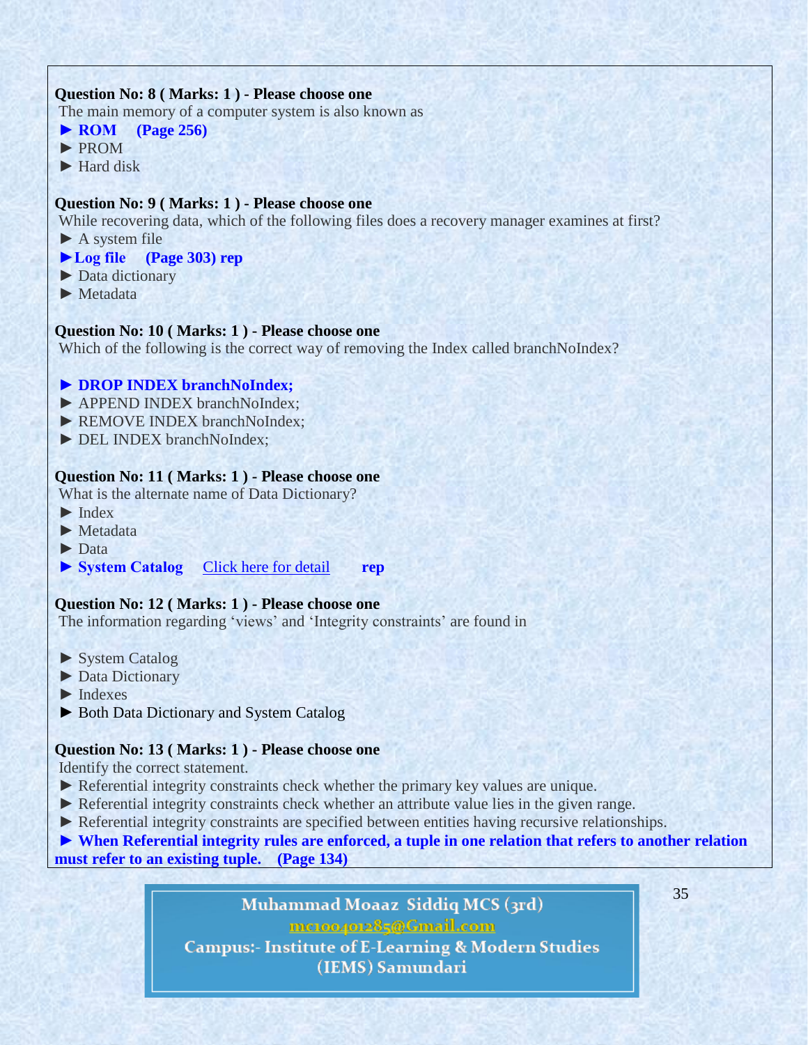**Question No: 8 ( Marks: 1 ) - Please choose one**

The main memory of a computer system is also known as

► **ROM (Page 256)**

► PROM

► Hard disk

**Question No: 9 ( Marks: 1 ) - Please choose one**

While recovering data, which of the following files does a recovery manager examines at first?

► A system file

► **Log file (Page 303) rep**

► Data dictionary

► Metadata

**Question No: 10 ( Marks: 1 ) - Please choose one**

Which of the following is the correct way of removing the Index called branchNoIndex?

► **DROP INDEX branchNoIndex;**

► APPEND INDEX branchNoIndex;

► REMOVE INDEX branchNoIndex;

► DEL INDEX branchNoIndex;

**Question No: 11 ( Marks: 1 ) - Please choose one**

What is the alternate name of Data Dictionary?

► Index

► Metadata

► Data

► **System Catalog** Click here for detail **rep**

**Question No: 12 ( Marks: 1 ) - Please choose one**

The information regarding 'views' and 'Integrity constraints' are found in

► System Catalog

► Data Dictionary

► Indexes

► Both Data Dictionary and System Catalog

**Question No: 13 ( Marks: 1 ) - Please choose one**

Identify the correct statement.

► Referential integrity constraints check whether the primary key values are unique.

► Referential integrity constraints check whether an attribute value lies in the given range.

► Referential integrity constraints are specified between entities having recursive relationships.

► **When Referential integrity rules are enforced, a tuple in one relation that refers to another relation must refer to an existing tuple. (Page 134)**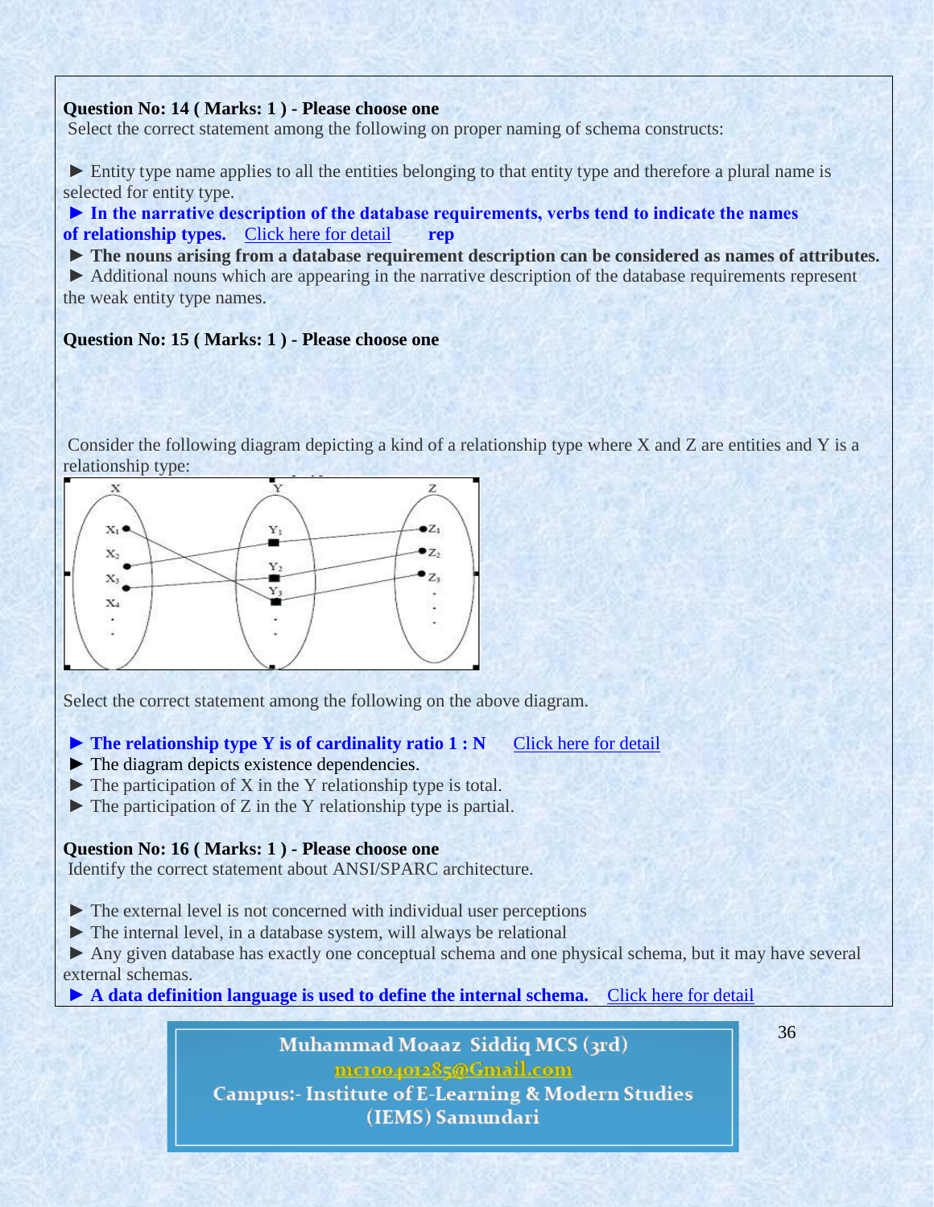**Question No: 14 ( Marks: 1 ) - Please choose one**

Select the correct statement among the following on proper naming of schema constructs:

► Entity type name applies to all the entities belonging to that entity type and therefore a plural name is selected for entity type.

**► In the narrative description of the database requirements, verbs tend to indicate the names of relationship types.** Click here for detail **rep**

**► The nouns arising from a database requirement description can be considered as names of attributes.**

► Additional nouns which are appearing in the narrative description of the database requirements represent the weak entity type names.

**Question No: 15 ( Marks: 1 ) - Please choose one**

Consider the following diagram depicting a kind of a relationship type where X and Z are entities and Y is a relationship type:

Select the correct statement among the following on the above diagram.

**► The relationship type Y is of cardinality ratio 1 : N** Click here for detail

► The diagram depicts existence dependencies.

► The participation of X in the Y relationship type is total.

► The participation of Z in the Y relationship type is partial.

**Question No: 16 ( Marks: 1 ) - Please choose one**

Identify the correct statement about ANSI/SPARC architecture.

► The external level is not concerned with individual user perceptions

► The internal level, in a database system, will always be relational

► Any given database has exactly one conceptual schema and one physical schema, but it may have several external schemas.

**► A data definition language is used to define the internal schema.** Click here for detail

Muhammad Moaaz Siddiq MCS (3rd)
mc100401285@Gmail.com
Campus:- Institute of E-Learning & Modern Studies (IEMS) Samundari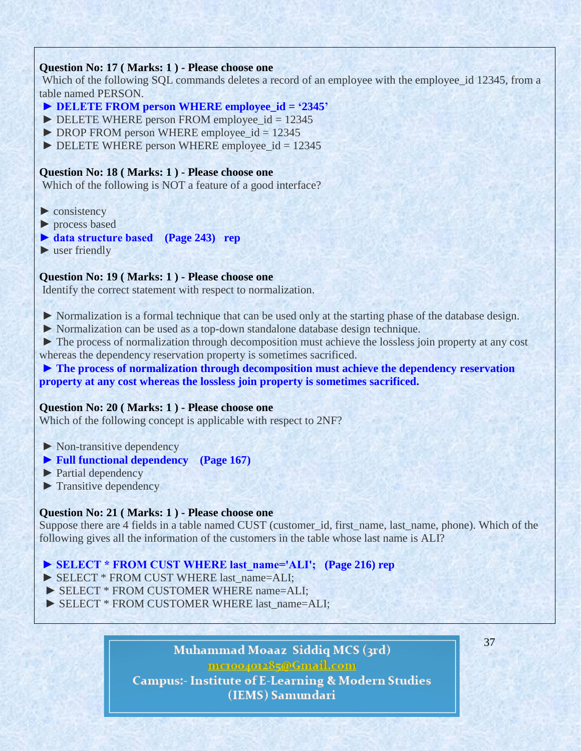**Question No: 17 ( Marks: 1 ) - Please choose one**

Which of the following SQL commands deletes a record of an employee with the employee_id 12345, from a table named PERSON.

► **DELETE FROM person WHERE employee_id = '2345'**
► DELETE WHERE person FROM employee_id = 12345
► DROP FROM person WHERE employee_id = 12345
► DELETE WHERE person WHERE employee_id = 12345

**Question No: 18 ( Marks: 1 ) - Please choose one**

Which of the following is NOT a feature of a good interface?

► consistency
► process based
► **data structure based (Page 243) rep**
► user friendly

**Question No: 19 ( Marks: 1 ) - Please choose one**

Identify the correct statement with respect to normalization.

► Normalization is a formal technique that can be used only at the starting phase of the database design.
► Normalization can be used as a top-down standalone database design technique.
► The process of normalization through decomposition must achieve the lossless join property at any cost whereas the dependency reservation property is sometimes sacrificed.
► **The process of normalization through decomposition must achieve the dependency reservation property at any cost whereas the lossless join property is sometimes sacrificed.**

**Question No: 20 ( Marks: 1 ) - Please choose one**

Which of the following concept is applicable with respect to 2NF?

► Non-transitive dependency
► **Full functional dependency (Page 167)**
► Partial dependency
► Transitive dependency

**Question No: 21 ( Marks: 1 ) - Please choose one**

Suppose there are 4 fields in a table named CUST (customer_id, first_name, last_name, phone). Which of the following gives all the information of the customers in the table whose last name is ALI?

► **SELECT * FROM CUST WHERE last_name='ALI'; (Page 216) rep**
► SELECT * FROM CUST WHERE last_name=ALI;
► SELECT * FROM CUSTOMER WHERE name=ALI;
► SELECT * FROM CUSTOMER WHERE last_name=ALI;

Muhammad Moaaz Siddiq MCS (3rd)
mc100401285@Gmail.com
Campus:- Institute of E-Learning & Modern Studies (IEMS) Samundari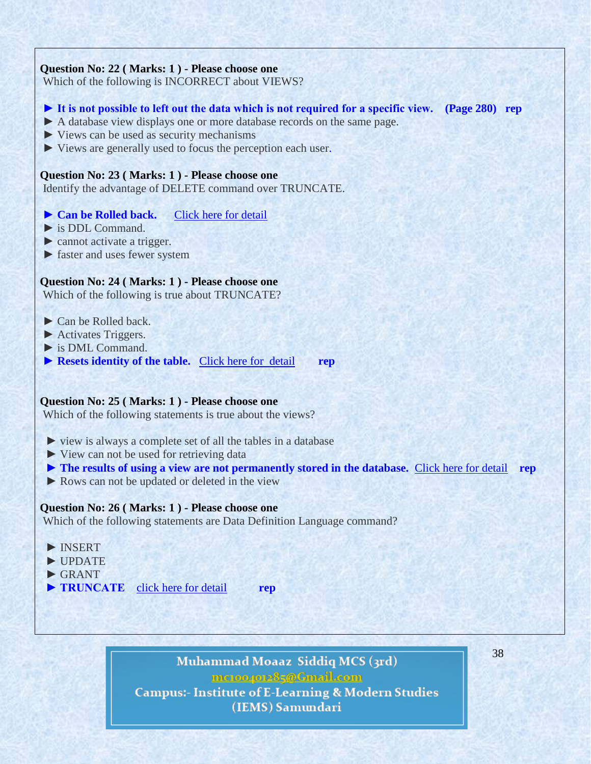**Question No: 22 ( Marks: 1 ) - Please choose one**
Which of the following is INCORRECT about VIEWS?

► **It is not possible to left out the data which is not required for a specific view. (Page 280) rep**
► A database view displays one or more database records on the same page.
► Views can be used as security mechanisms
► Views are generally used to focus the perception each user.

**Question No: 23 ( Marks: 1 ) - Please choose one**
Identify the advantage of DELETE command over TRUNCATE.

► **Can be Rolled back.** Click here for detail
► is DDL Command.
► cannot activate a trigger.
► faster and uses fewer system

**Question No: 24 ( Marks: 1 ) - Please choose one**
Which of the following is true about TRUNCATE?

► Can be Rolled back.
► Activates Triggers.
► is DML Command.
► **Resets identity of the table.** Click here for detail **rep**

**Question No: 25 ( Marks: 1 ) - Please choose one**
Which of the following statements is true about the views?

► view is always a complete set of all the tables in a database
► View can not be used for retrieving data
► **The results of using a view are not permanently stored in the database.** Click here for detail **rep**
► Rows can not be updated or deleted in the view

**Question No: 26 ( Marks: 1 ) - Please choose one**
Which of the following statements are Data Definition Language command?

► INSERT
► UPDATE
► GRANT
► **TRUNCATE** click here for detail **rep**

Muhammad Moaaz Siddiq MCS (3rd)
mc100401285@Gmail.com
Campus:- Institute of E-Learning & Modern Studies (IEMS) Samundari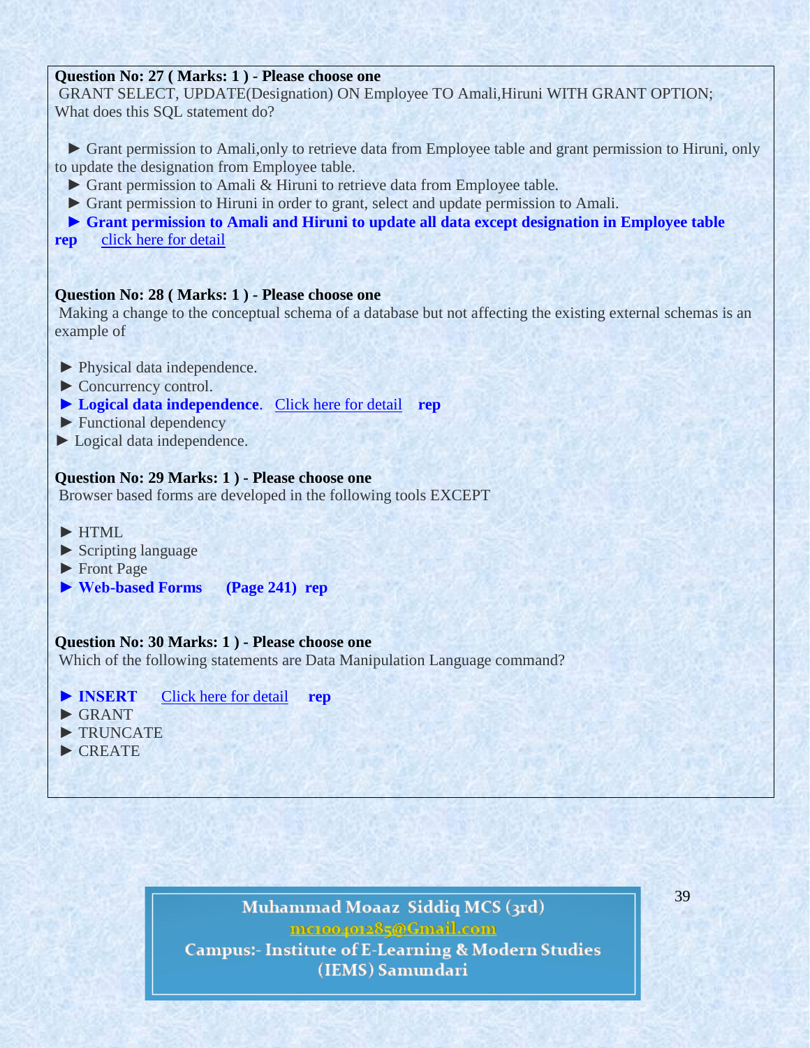**Question No: 27 ( Marks: 1 ) - Please choose one**

GRANT SELECT, UPDATE(Designation) ON Employee TO Amali,Hiruni WITH GRANT OPTION;
What does this SQL statement do?

► Grant permission to Amali,only to retrieve data from Employee table and grant permission to Hiruni, only to update the designation from Employee table.
► Grant permission to Amali & Hiruni to retrieve data from Employee table.
► Grant permission to Hiruni in order to grant, select and update permission to Amali.
**► Grant permission to Amali and Hiruni to update all data except designation in Employee table**
**rep** click here for detail

**Question No: 28 ( Marks: 1 ) - Please choose one**

Making a change to the conceptual schema of a database but not affecting the existing external schemas is an example of

► Physical data independence.
► Concurrency control.
**► Logical data independence**. Click here for detail **rep**
► Functional dependency
► Logical data independence.

**Question No: 29 Marks: 1 ) - Please choose one**

Browser based forms are developed in the following tools EXCEPT

► HTML
► Scripting language
► Front Page
**► Web-based Forms (Page 241) rep**

**Question No: 30 Marks: 1 ) - Please choose one**

Which of the following statements are Data Manipulation Language command?

**► INSERT** Click here for detail **rep**
► GRANT
► TRUNCATE
► CREATE

Muhammad Moaaz Siddiq MCS (3rd)
mc100401285@Gmail.com
Campus:- Institute of E-Learning & Modern Studies
(IEMS) Samundari